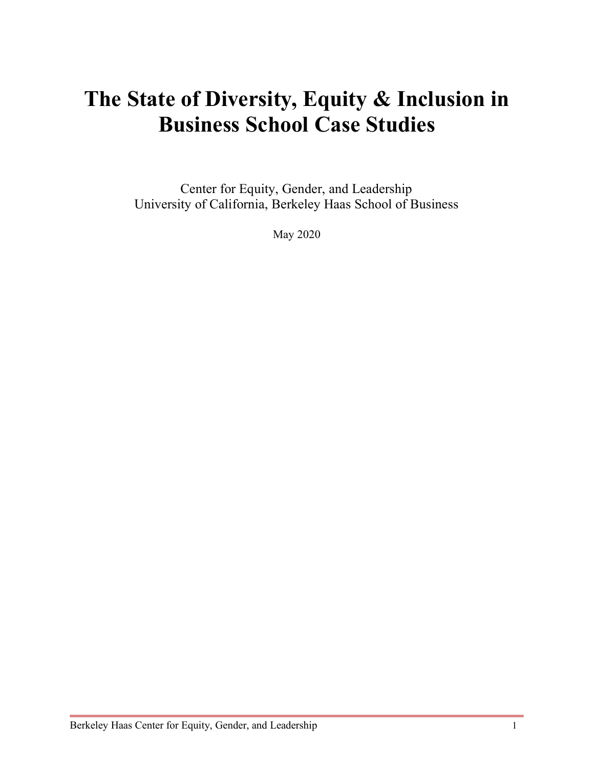# The State of Diversity, Equity & Inclusion in Business School Case Studies

Center for Equity, Gender, and Leadership
University of California, Berkeley Haas School of Business

May 2020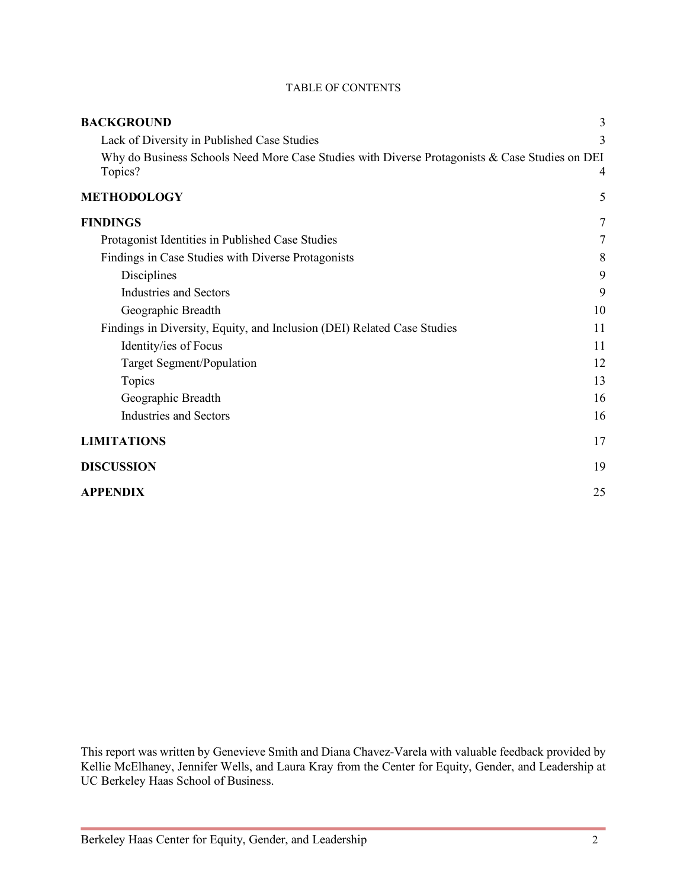TABLE OF CONTENTS

| | |
|---|---|
| **BACKGROUND** | 3 |
| Lack of Diversity in Published Case Studies | 3 |
| Why do Business Schools Need More Case Studies with Diverse Protagonists & Case Studies on DEI Topics? | 4 |
| **METHODOLOGY** | 5 |
| **FINDINGS** | 7 |
| Protagonist Identities in Published Case Studies | 7 |
| Findings in Case Studies with Diverse Protagonists | 8 |
| Disciplines | 9 |
| Industries and Sectors | 9 |
| Geographic Breadth | 10 |
| Findings in Diversity, Equity, and Inclusion (DEI) Related Case Studies | 11 |
| Identity/ies of Focus | 11 |
| Target Segment/Population | 12 |
| Topics | 13 |
| Geographic Breadth | 16 |
| Industries and Sectors | 16 |
| **LIMITATIONS** | 17 |
| **DISCUSSION** | 19 |
| **APPENDIX** | 25 |

This report was written by Genevieve Smith and Diana Chavez-Varela with valuable feedback provided by Kellie McElhaney, Jennifer Wells, and Laura Kray from the Center for Equity, Gender, and Leadership at UC Berkeley Haas School of Business.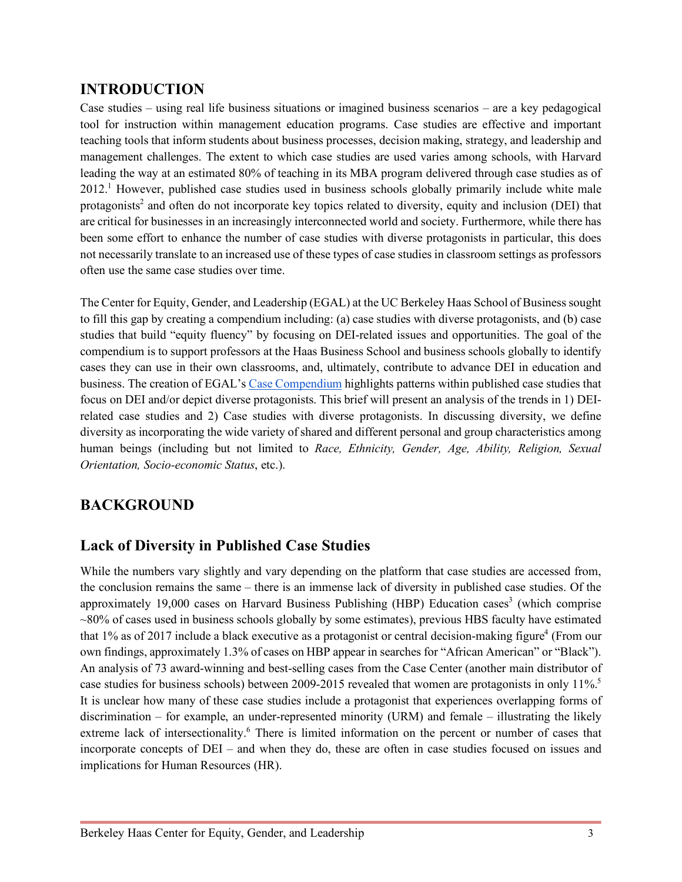## INTRODUCTION

Case studies – using real life business situations or imagined business scenarios – are a key pedagogical tool for instruction within management education programs. Case studies are effective and important teaching tools that inform students about business processes, decision making, strategy, and leadership and management challenges. The extent to which case studies are used varies among schools, with Harvard leading the way at an estimated 80% of teaching in its MBA program delivered through case studies as of 2012.[1] However, published case studies used in business schools globally primarily include white male protagonists[2] and often do not incorporate key topics related to diversity, equity and inclusion (DEI) that are critical for businesses in an increasingly interconnected world and society. Furthermore, while there has been some effort to enhance the number of case studies with diverse protagonists in particular, this does not necessarily translate to an increased use of these types of case studies in classroom settings as professors often use the same case studies over time.

The Center for Equity, Gender, and Leadership (EGAL) at the UC Berkeley Haas School of Business sought to fill this gap by creating a compendium including: (a) case studies with diverse protagonists, and (b) case studies that build "equity fluency" by focusing on DEI-related issues and opportunities. The goal of the compendium is to support professors at the Haas Business School and business schools globally to identify cases they can use in their own classrooms, and, ultimately, contribute to advance DEI in education and business. The creation of EGAL's Case Compendium highlights patterns within published case studies that focus on DEI and/or depict diverse protagonists. This brief will present an analysis of the trends in 1) DEI-related case studies and 2) Case studies with diverse protagonists. In discussing diversity, we define diversity as incorporating the wide variety of shared and different personal and group characteristics among human beings (including but not limited to *Race, Ethnicity, Gender, Age, Ability, Religion, Sexual Orientation, Socio-economic Status*, etc.).

## BACKGROUND

### Lack of Diversity in Published Case Studies

While the numbers vary slightly and vary depending on the platform that case studies are accessed from, the conclusion remains the same – there is an immense lack of diversity in published case studies. Of the approximately 19,000 cases on Harvard Business Publishing (HBP) Education cases[3] (which comprise ~80% of cases used in business schools globally by some estimates), previous HBS faculty have estimated that 1% as of 2017 include a black executive as a protagonist or central decision-making figure[4] (From our own findings, approximately 1.3% of cases on HBP appear in searches for "African American" or "Black"). An analysis of 73 award-winning and best-selling cases from the Case Center (another main distributor of case studies for business schools) between 2009-2015 revealed that women are protagonists in only 11%.[5] It is unclear how many of these case studies include a protagonist that experiences overlapping forms of discrimination – for example, an under-represented minority (URM) and female – illustrating the likely extreme lack of intersectionality.[6] There is limited information on the percent or number of cases that incorporate concepts of DEI – and when they do, these are often in case studies focused on issues and implications for Human Resources (HR).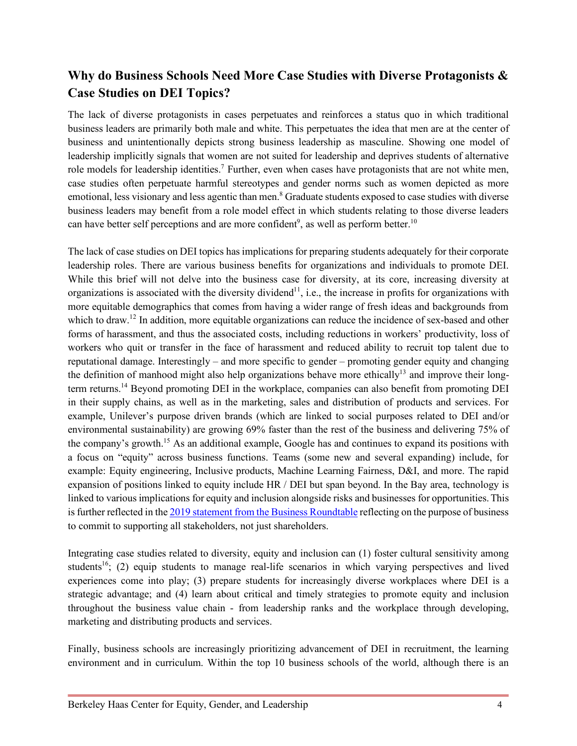## Why do Business Schools Need More Case Studies with Diverse Protagonists & Case Studies on DEI Topics?

The lack of diverse protagonists in cases perpetuates and reinforces a status quo in which traditional business leaders are primarily both male and white. This perpetuates the idea that men are at the center of business and unintentionally depicts strong business leadership as masculine. Showing one model of leadership implicitly signals that women are not suited for leadership and deprives students of alternative role models for leadership identities.[7] Further, even when cases have protagonists that are not white men, case studies often perpetuate harmful stereotypes and gender norms such as women depicted as more emotional, less visionary and less agentic than men.[8] Graduate students exposed to case studies with diverse business leaders may benefit from a role model effect in which students relating to those diverse leaders can have better self perceptions and are more confident[9], as well as perform better.[10]

The lack of case studies on DEI topics has implications for preparing students adequately for their corporate leadership roles. There are various business benefits for organizations and individuals to promote DEI. While this brief will not delve into the business case for diversity, at its core, increasing diversity at organizations is associated with the diversity dividend[11], i.e., the increase in profits for organizations with more equitable demographics that comes from having a wider range of fresh ideas and backgrounds from which to draw.[12] In addition, more equitable organizations can reduce the incidence of sex-based and other forms of harassment, and thus the associated costs, including reductions in workers' productivity, loss of workers who quit or transfer in the face of harassment and reduced ability to recruit top talent due to reputational damage. Interestingly – and more specific to gender – promoting gender equity and changing the definition of manhood might also help organizations behave more ethically[13] and improve their long-term returns.[14] Beyond promoting DEI in the workplace, companies can also benefit from promoting DEI in their supply chains, as well as in the marketing, sales and distribution of products and services. For example, Unilever's purpose driven brands (which are linked to social purposes related to DEI and/or environmental sustainability) are growing 69% faster than the rest of the business and delivering 75% of the company's growth.[15] As an additional example, Google has and continues to expand its positions with a focus on "equity" across business functions. Teams (some new and several expanding) include, for example: Equity engineering, Inclusive products, Machine Learning Fairness, D&I, and more. The rapid expansion of positions linked to equity include HR / DEI but span beyond. In the Bay area, technology is linked to various implications for equity and inclusion alongside risks and businesses for opportunities. This is further reflected in the 2019 statement from the Business Roundtable reflecting on the purpose of business to commit to supporting all stakeholders, not just shareholders.

Integrating case studies related to diversity, equity and inclusion can (1) foster cultural sensitivity among students[16]; (2) equip students to manage real-life scenarios in which varying perspectives and lived experiences come into play; (3) prepare students for increasingly diverse workplaces where DEI is a strategic advantage; and (4) learn about critical and timely strategies to promote equity and inclusion throughout the business value chain - from leadership ranks and the workplace through developing, marketing and distributing products and services.

Finally, business schools are increasingly prioritizing advancement of DEI in recruitment, the learning environment and in curriculum. Within the top 10 business schools of the world, although there is an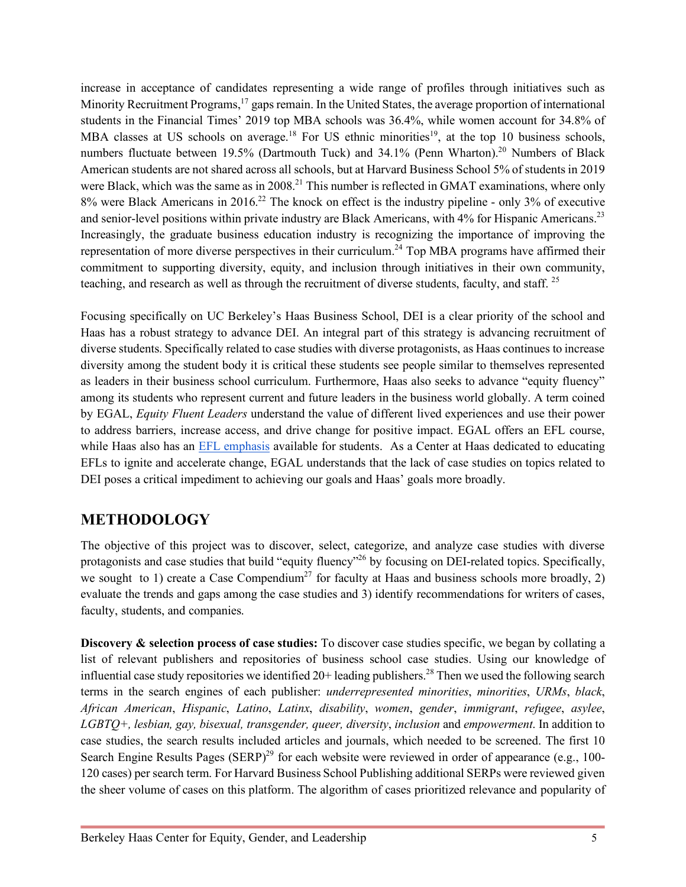increase in acceptance of candidates representing a wide range of profiles through initiatives such as Minority Recruitment Programs,[17] gaps remain. In the United States, the average proportion of international students in the Financial Times' 2019 top MBA schools was 36.4%, while women account for 34.8% of MBA classes at US schools on average.[18] For US ethnic minorities[19], at the top 10 business schools, numbers fluctuate between 19.5% (Dartmouth Tuck) and 34.1% (Penn Wharton).[20] Numbers of Black American students are not shared across all schools, but at Harvard Business School 5% of students in 2019 were Black, which was the same as in 2008.[21] This number is reflected in GMAT examinations, where only 8% were Black Americans in 2016.[22] The knock on effect is the industry pipeline - only 3% of executive and senior-level positions within private industry are Black Americans, with 4% for Hispanic Americans.[23] Increasingly, the graduate business education industry is recognizing the importance of improving the representation of more diverse perspectives in their curriculum.[24] Top MBA programs have affirmed their commitment to supporting diversity, equity, and inclusion through initiatives in their own community, teaching, and research as well as through the recruitment of diverse students, faculty, and staff. [25]

Focusing specifically on UC Berkeley's Haas Business School, DEI is a clear priority of the school and Haas has a robust strategy to advance DEI. An integral part of this strategy is advancing recruitment of diverse students. Specifically related to case studies with diverse protagonists, as Haas continues to increase diversity among the student body it is critical these students see people similar to themselves represented as leaders in their business school curriculum. Furthermore, Haas also seeks to advance "equity fluency" among its students who represent current and future leaders in the business world globally. A term coined by EGAL, *Equity Fluent Leaders* understand the value of different lived experiences and use their power to address barriers, increase access, and drive change for positive impact. EGAL offers an EFL course, while Haas also has an EFL emphasis available for students. As a Center at Haas dedicated to educating EFLs to ignite and accelerate change, EGAL understands that the lack of case studies on topics related to DEI poses a critical impediment to achieving our goals and Haas' goals more broadly.

## METHODOLOGY

The objective of this project was to discover, select, categorize, and analyze case studies with diverse protagonists and case studies that build "equity fluency"[26] by focusing on DEI-related topics. Specifically, we sought to 1) create a Case Compendium[27] for faculty at Haas and business schools more broadly, 2) evaluate the trends and gaps among the case studies and 3) identify recommendations for writers of cases, faculty, students, and companies.

**Discovery & selection process of case studies:** To discover case studies specific, we began by collating a list of relevant publishers and repositories of business school case studies. Using our knowledge of influential case study repositories we identified 20+ leading publishers.[28] Then we used the following search terms in the search engines of each publisher: *underrepresented minorities*, *minorities*, *URMs*, *black*, *African American*, *Hispanic*, *Latino*, *Latinx*, *disability*, *women*, *gender*, *immigrant*, *refugee*, *asylee*, *LGBTQ+, lesbian, gay, bisexual, transgender, queer, diversity*, *inclusion* and *empowerment*. In addition to case studies, the search results included articles and journals, which needed to be screened. The first 10 Search Engine Results Pages (SERP)[29] for each website were reviewed in order of appearance (e.g., 100-120 cases) per search term. For Harvard Business School Publishing additional SERPs were reviewed given the sheer volume of cases on this platform. The algorithm of cases prioritized relevance and popularity of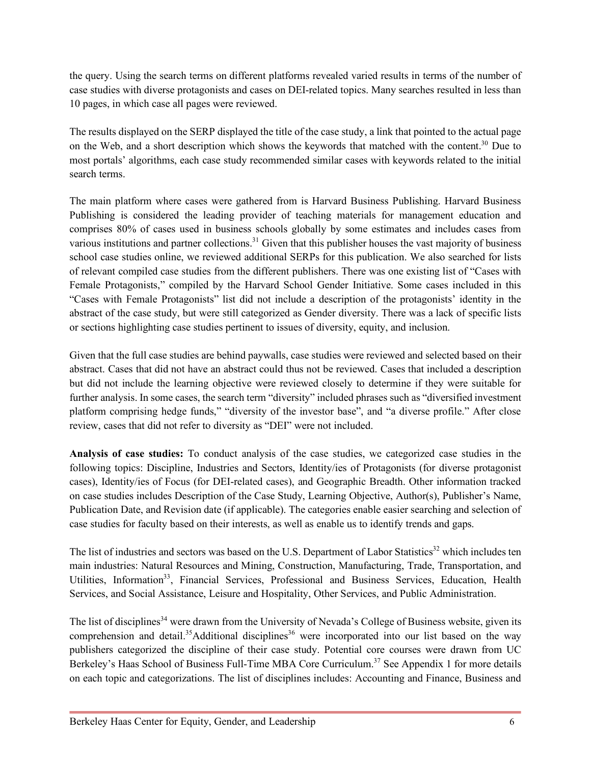the query. Using the search terms on different platforms revealed varied results in terms of the number of case studies with diverse protagonists and cases on DEI-related topics. Many searches resulted in less than 10 pages, in which case all pages were reviewed.

The results displayed on the SERP displayed the title of the case study, a link that pointed to the actual page on the Web, and a short description which shows the keywords that matched with the content.[30] Due to most portals' algorithms, each case study recommended similar cases with keywords related to the initial search terms.

The main platform where cases were gathered from is Harvard Business Publishing. Harvard Business Publishing is considered the leading provider of teaching materials for management education and comprises 80% of cases used in business schools globally by some estimates and includes cases from various institutions and partner collections.[31] Given that this publisher houses the vast majority of business school case studies online, we reviewed additional SERPs for this publication. We also searched for lists of relevant compiled case studies from the different publishers. There was one existing list of "Cases with Female Protagonists," compiled by the Harvard School Gender Initiative. Some cases included in this "Cases with Female Protagonists" list did not include a description of the protagonists' identity in the abstract of the case study, but were still categorized as Gender diversity. There was a lack of specific lists or sections highlighting case studies pertinent to issues of diversity, equity, and inclusion.

Given that the full case studies are behind paywalls, case studies were reviewed and selected based on their abstract. Cases that did not have an abstract could thus not be reviewed. Cases that included a description but did not include the learning objective were reviewed closely to determine if they were suitable for further analysis. In some cases, the search term "diversity" included phrases such as "diversified investment platform comprising hedge funds," "diversity of the investor base", and "a diverse profile." After close review, cases that did not refer to diversity as "DEI" were not included.

**Analysis of case studies:** To conduct analysis of the case studies, we categorized case studies in the following topics: Discipline, Industries and Sectors, Identity/ies of Protagonists (for diverse protagonist cases), Identity/ies of Focus (for DEI-related cases), and Geographic Breadth. Other information tracked on case studies includes Description of the Case Study, Learning Objective, Author(s), Publisher's Name, Publication Date, and Revision date (if applicable). The categories enable easier searching and selection of case studies for faculty based on their interests, as well as enable us to identify trends and gaps.

The list of industries and sectors was based on the U.S. Department of Labor Statistics[32] which includes ten main industries: Natural Resources and Mining, Construction, Manufacturing, Trade, Transportation, and Utilities, Information[33], Financial Services, Professional and Business Services, Education, Health Services, and Social Assistance, Leisure and Hospitality, Other Services, and Public Administration.

The list of disciplines[34] were drawn from the University of Nevada's College of Business website, given its comprehension and detail.[35]Additional disciplines[36] were incorporated into our list based on the way publishers categorized the discipline of their case study. Potential core courses were drawn from UC Berkeley's Haas School of Business Full-Time MBA Core Curriculum.[37] See Appendix 1 for more details on each topic and categorizations. The list of disciplines includes: Accounting and Finance, Business and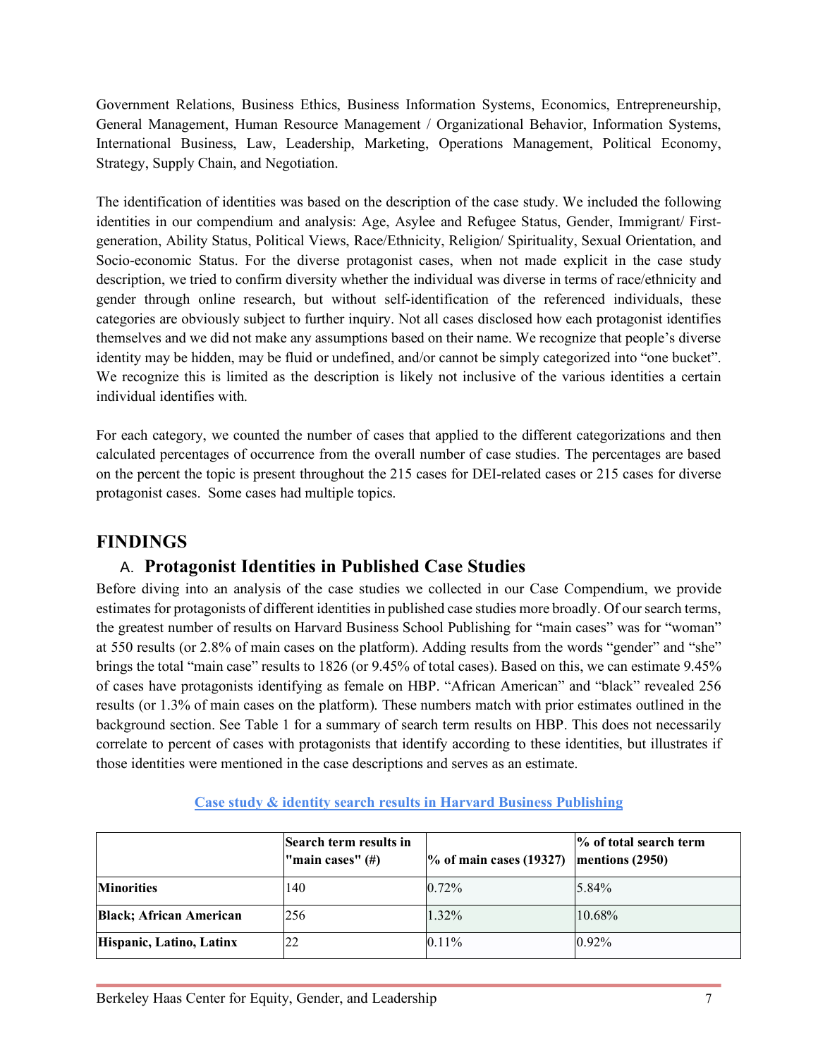Government Relations, Business Ethics, Business Information Systems, Economics, Entrepreneurship, General Management, Human Resource Management / Organizational Behavior, Information Systems, International Business, Law, Leadership, Marketing, Operations Management, Political Economy, Strategy, Supply Chain, and Negotiation.

The identification of identities was based on the description of the case study. We included the following identities in our compendium and analysis: Age, Asylee and Refugee Status, Gender, Immigrant/ First-generation, Ability Status, Political Views, Race/Ethnicity, Religion/ Spirituality, Sexual Orientation, and Socio-economic Status. For the diverse protagonist cases, when not made explicit in the case study description, we tried to confirm diversity whether the individual was diverse in terms of race/ethnicity and gender through online research, but without self-identification of the referenced individuals, these categories are obviously subject to further inquiry. Not all cases disclosed how each protagonist identifies themselves and we did not make any assumptions based on their name. We recognize that people's diverse identity may be hidden, may be fluid or undefined, and/or cannot be simply categorized into "one bucket". We recognize this is limited as the description is likely not inclusive of the various identities a certain individual identifies with.

For each category, we counted the number of cases that applied to the different categorizations and then calculated percentages of occurrence from the overall number of case studies. The percentages are based on the percent the topic is present throughout the 215 cases for DEI-related cases or 215 cases for diverse protagonist cases. Some cases had multiple topics.

## FINDINGS

### A. Protagonist Identities in Published Case Studies

Before diving into an analysis of the case studies we collected in our Case Compendium, we provide estimates for protagonists of different identities in published case studies more broadly. Of our search terms, the greatest number of results on Harvard Business School Publishing for "main cases" was for "woman" at 550 results (or 2.8% of main cases on the platform). Adding results from the words "gender" and "she" brings the total "main case" results to 1826 (or 9.45% of total cases). Based on this, we can estimate 9.45% of cases have protagonists identifying as female on HBP. "African American" and "black" revealed 256 results (or 1.3% of main cases on the platform). These numbers match with prior estimates outlined in the background section. See Table 1 for a summary of search term results on HBP. This does not necessarily correlate to percent of cases with protagonists that identify according to these identities, but illustrates if those identities were mentioned in the case descriptions and serves as an estimate.

**Case study & identity search results in Harvard Business Publishing**

| | Search term results in "main cases" (#) | % of main cases (19327) | % of total search term mentions (2950) |
|---|---|---|---|
| **Minorities** | 140 | 0.72% | 5.84% |
| **Black; African American** | 256 | 1.32% | 10.68% |
| **Hispanic, Latino, Latinx** | 22 | 0.11% | 0.92% |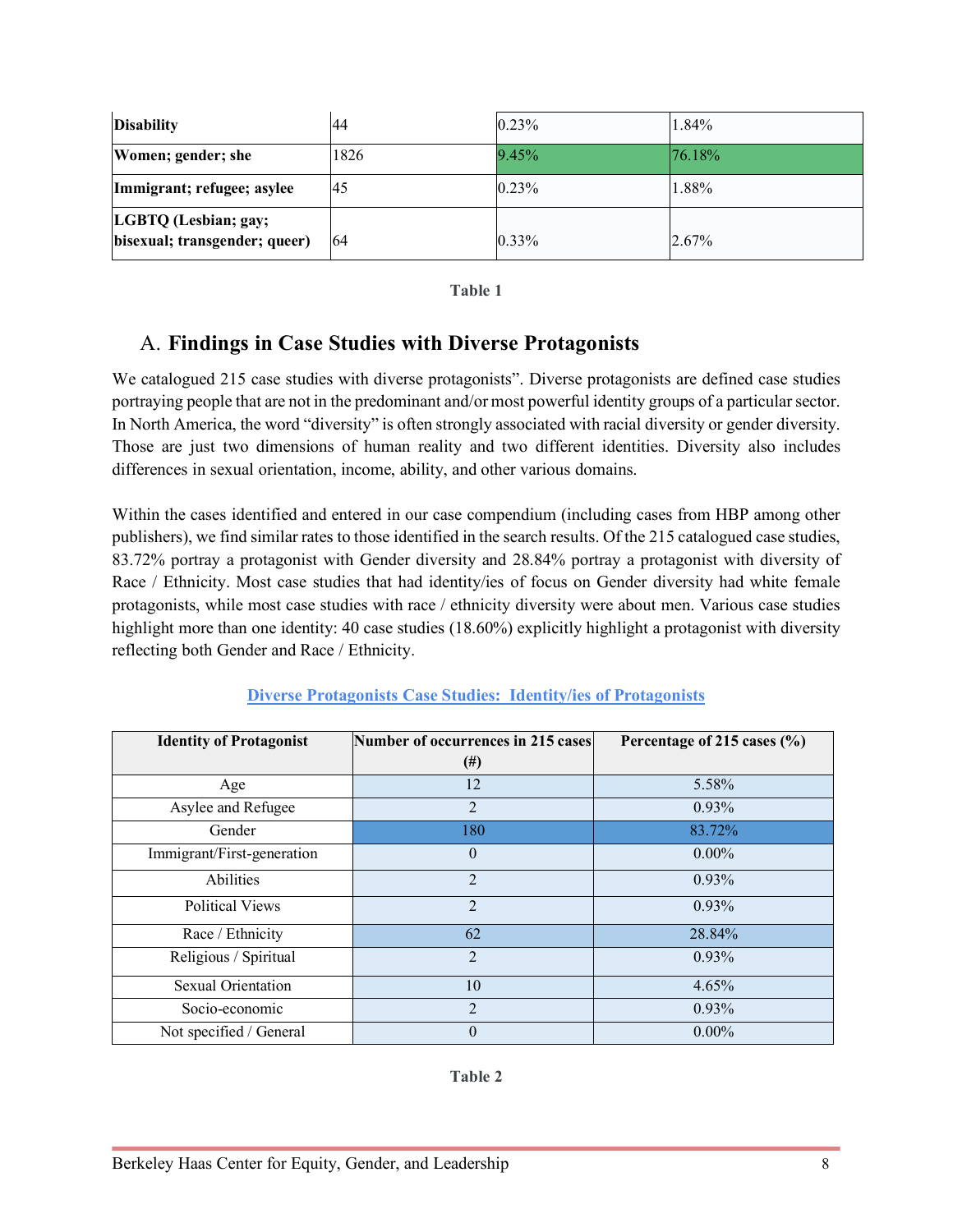| | | | |
|---|---|---|---|
| **Disability** | 44 | 0.23% | 1.84% |
| **Women; gender; she** | 1826 | 9.45% | 76.18% |
| **Immigrant; refugee; asylee** | 45 | 0.23% | 1.88% |
| **LGBTQ (Lesbian; gay; bisexual; transgender; queer)** | 64 | 0.33% | 2.67% |

**Table 1**

## A. Findings in Case Studies with Diverse Protagonists

We catalogued 215 case studies with diverse protagonists". Diverse protagonists are defined case studies portraying people that are not in the predominant and/or most powerful identity groups of a particular sector. In North America, the word "diversity" is often strongly associated with racial diversity or gender diversity. Those are just two dimensions of human reality and two different identities. Diversity also includes differences in sexual orientation, income, ability, and other various domains.

Within the cases identified and entered in our case compendium (including cases from HBP among other publishers), we find similar rates to those identified in the search results. Of the 215 catalogued case studies, 83.72% portray a protagonist with Gender diversity and 28.84% portray a protagonist with diversity of Race / Ethnicity. Most case studies that had identity/ies of focus on Gender diversity had white female protagonists, while most case studies with race / ethnicity diversity were about men. Various case studies highlight more than one identity: 40 case studies (18.60%) explicitly highlight a protagonist with diversity reflecting both Gender and Race / Ethnicity.

**Diverse Protagonists Case Studies: Identity/ies of Protagonists**

| Identity of Protagonist | Number of occurrences in 215 cases (#) | Percentage of 215 cases (%) |
|---|---|---|
| Age | 12 | 5.58% |
| Asylee and Refugee | 2 | 0.93% |
| Gender | 180 | 83.72% |
| Immigrant/First-generation | 0 | 0.00% |
| Abilities | 2 | 0.93% |
| Political Views | 2 | 0.93% |
| Race / Ethnicity | 62 | 28.84% |
| Religious / Spiritual | 2 | 0.93% |
| Sexual Orientation | 10 | 4.65% |
| Socio-economic | 2 | 0.93% |
| Not specified / General | 0 | 0.00% |

**Table 2**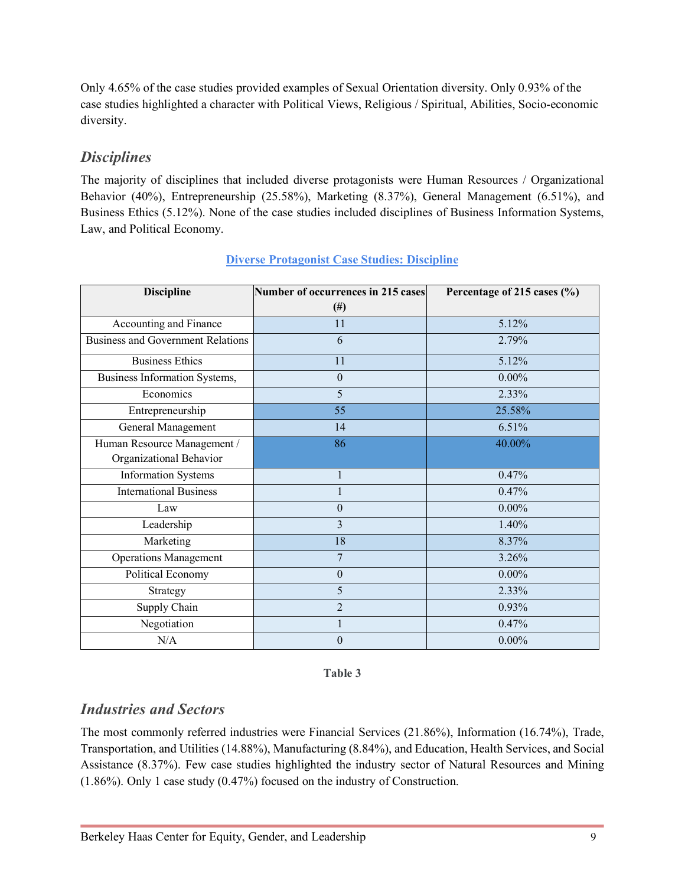Only 4.65% of the case studies provided examples of Sexual Orientation diversity. Only 0.93% of the case studies highlighted a character with Political Views, Religious / Spiritual, Abilities, Socio-economic diversity.

## *Disciplines*

The majority of disciplines that included diverse protagonists were Human Resources / Organizational Behavior (40%), Entrepreneurship (25.58%), Marketing (8.37%), General Management (6.51%), and Business Ethics (5.12%). None of the case studies included disciplines of Business Information Systems, Law, and Political Economy.

**Diverse Protagonist Case Studies: Discipline**

| Discipline | Number of occurrences in 215 cases (#) | Percentage of 215 cases (%) |
|---|---|---|
| Accounting and Finance | 11 | 5.12% |
| Business and Government Relations | 6 | 2.79% |
| Business Ethics | 11 | 5.12% |
| Business Information Systems, | 0 | 0.00% |
| Economics | 5 | 2.33% |
| Entrepreneurship | 55 | 25.58% |
| General Management | 14 | 6.51% |
| Human Resource Management / Organizational Behavior | 86 | 40.00% |
| Information Systems | 1 | 0.47% |
| International Business | 1 | 0.47% |
| Law | 0 | 0.00% |
| Leadership | 3 | 1.40% |
| Marketing | 18 | 8.37% |
| Operations Management | 7 | 3.26% |
| Political Economy | 0 | 0.00% |
| Strategy | 5 | 2.33% |
| Supply Chain | 2 | 0.93% |
| Negotiation | 1 | 0.47% |
| N/A | 0 | 0.00% |

**Table 3**

## *Industries and Sectors*

The most commonly referred industries were Financial Services (21.86%), Information (16.74%), Trade, Transportation, and Utilities (14.88%), Manufacturing (8.84%), and Education, Health Services, and Social Assistance (8.37%). Few case studies highlighted the industry sector of Natural Resources and Mining (1.86%). Only 1 case study (0.47%) focused on the industry of Construction.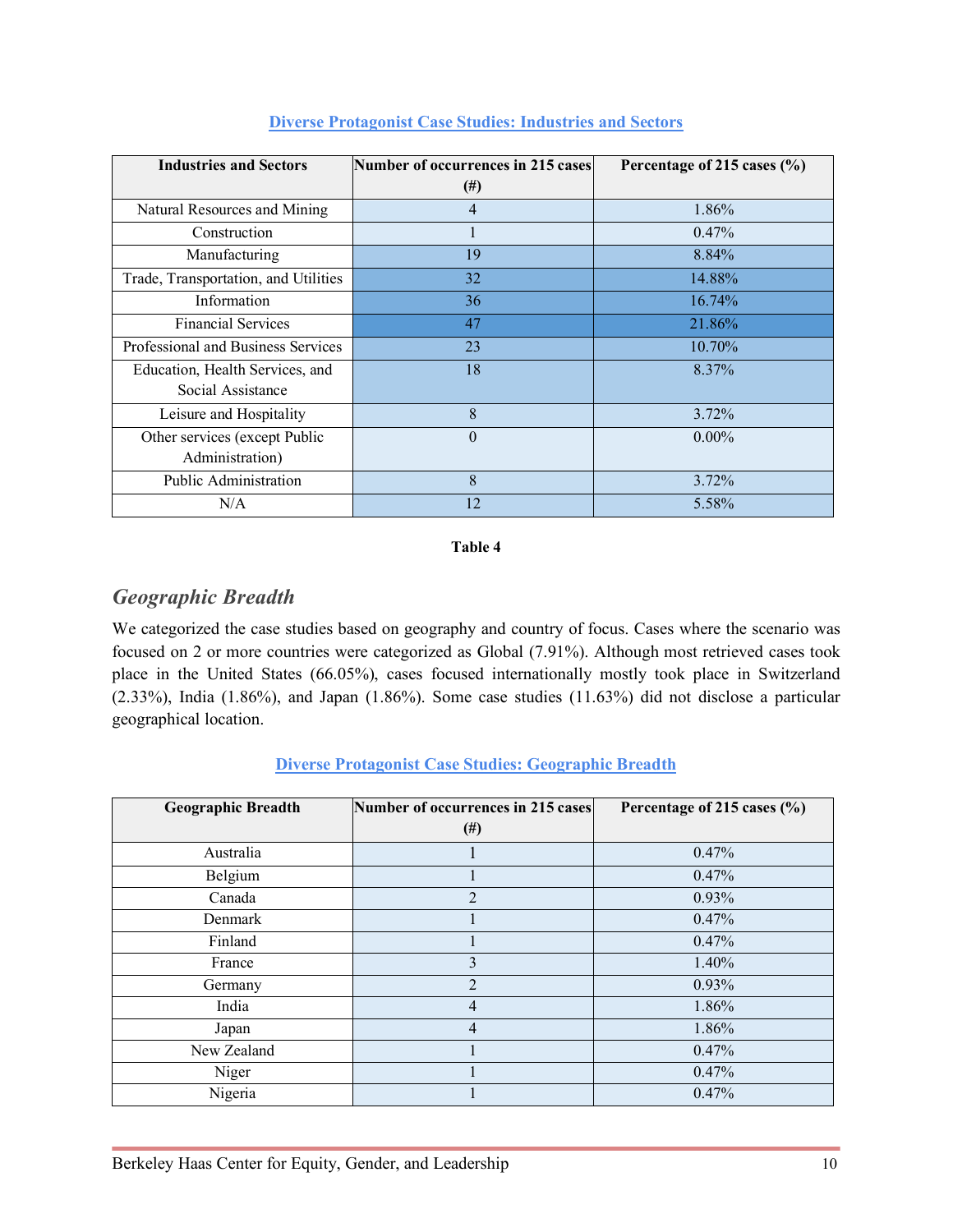**Diverse Protagonist Case Studies: Industries and Sectors**

| Industries and Sectors | Number of occurrences in 215 cases (#) | Percentage of 215 cases (%) |
|---|---|---|
| Natural Resources and Mining | 4 | 1.86% |
| Construction | 1 | 0.47% |
| Manufacturing | 19 | 8.84% |
| Trade, Transportation, and Utilities | 32 | 14.88% |
| Information | 36 | 16.74% |
| Financial Services | 47 | 21.86% |
| Professional and Business Services | 23 | 10.70% |
| Education, Health Services, and Social Assistance | 18 | 8.37% |
| Leisure and Hospitality | 8 | 3.72% |
| Other services (except Public Administration) | 0 | 0.00% |
| Public Administration | 8 | 3.72% |
| N/A | 12 | 5.58% |

**Table 4**

## *Geographic Breadth*

We categorized the case studies based on geography and country of focus. Cases where the scenario was focused on 2 or more countries were categorized as Global (7.91%). Although most retrieved cases took place in the United States (66.05%), cases focused internationally mostly took place in Switzerland (2.33%), India (1.86%), and Japan (1.86%). Some case studies (11.63%) did not disclose a particular geographical location.

**Diverse Protagonist Case Studies: Geographic Breadth**

| Geographic Breadth | Number of occurrences in 215 cases (#) | Percentage of 215 cases (%) |
|---|---|---|
| Australia | 1 | 0.47% |
| Belgium | 1 | 0.47% |
| Canada | 2 | 0.93% |
| Denmark | 1 | 0.47% |
| Finland | 1 | 0.47% |
| France | 3 | 1.40% |
| Germany | 2 | 0.93% |
| India | 4 | 1.86% |
| Japan | 4 | 1.86% |
| New Zealand | 1 | 0.47% |
| Niger | 1 | 0.47% |
| Nigeria | 1 | 0.47% |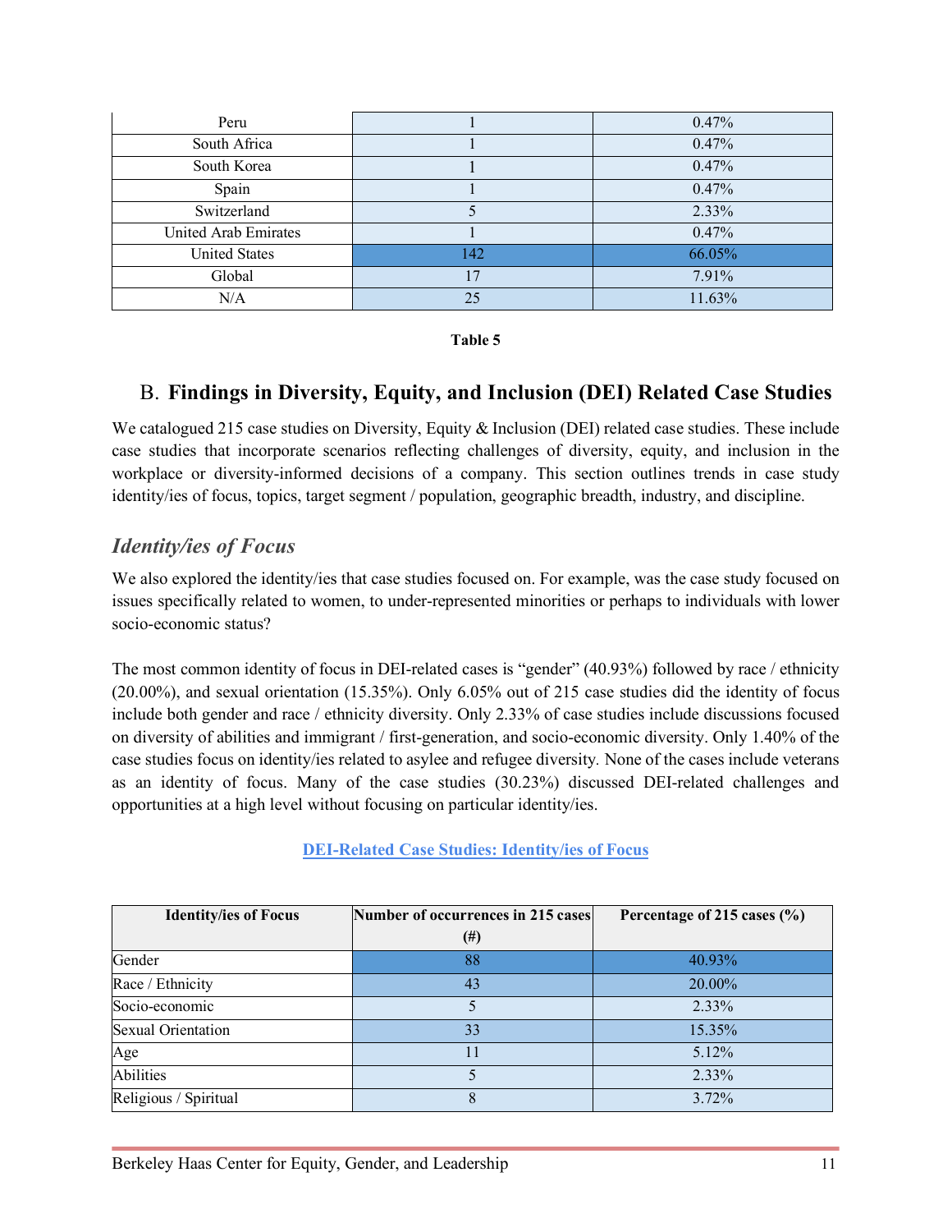| Peru | 1 | 0.47% |
|---|---|---|
| South Africa | 1 | 0.47% |
| South Korea | 1 | 0.47% |
| Spain | 1 | 0.47% |
| Switzerland | 5 | 2.33% |
| United Arab Emirates | 1 | 0.47% |
| United States | 142 | 66.05% |
| Global | 17 | 7.91% |
| N/A | 25 | 11.63% |

**Table 5**

## B. Findings in Diversity, Equity, and Inclusion (DEI) Related Case Studies

We catalogued 215 case studies on Diversity, Equity & Inclusion (DEI) related case studies. These include case studies that incorporate scenarios reflecting challenges of diversity, equity, and inclusion in the workplace or diversity-informed decisions of a company. This section outlines trends in case study identity/ies of focus, topics, target segment / population, geographic breadth, industry, and discipline.

### *Identity/ies of Focus*

We also explored the identity/ies that case studies focused on. For example, was the case study focused on issues specifically related to women, to under-represented minorities or perhaps to individuals with lower socio-economic status?

The most common identity of focus in DEI-related cases is "gender" (40.93%) followed by race / ethnicity (20.00%), and sexual orientation (15.35%). Only 6.05% out of 215 case studies did the identity of focus include both gender and race / ethnicity diversity. Only 2.33% of case studies include discussions focused on diversity of abilities and immigrant / first-generation, and socio-economic diversity. Only 1.40% of the case studies focus on identity/ies related to asylee and refugee diversity. None of the cases include veterans as an identity of focus. Many of the case studies (30.23%) discussed DEI-related challenges and opportunities at a high level without focusing on particular identity/ies.

**DEI-Related Case Studies: Identity/ies of Focus**

| Identity/ies of Focus | Number of occurrences in 215 cases (#) | Percentage of 215 cases (%) |
|---|---|---|
| Gender | 88 | 40.93% |
| Race / Ethnicity | 43 | 20.00% |
| Socio-economic | 5 | 2.33% |
| Sexual Orientation | 33 | 15.35% |
| Age | 11 | 5.12% |
| Abilities | 5 | 2.33% |
| Religious / Spiritual | 8 | 3.72% |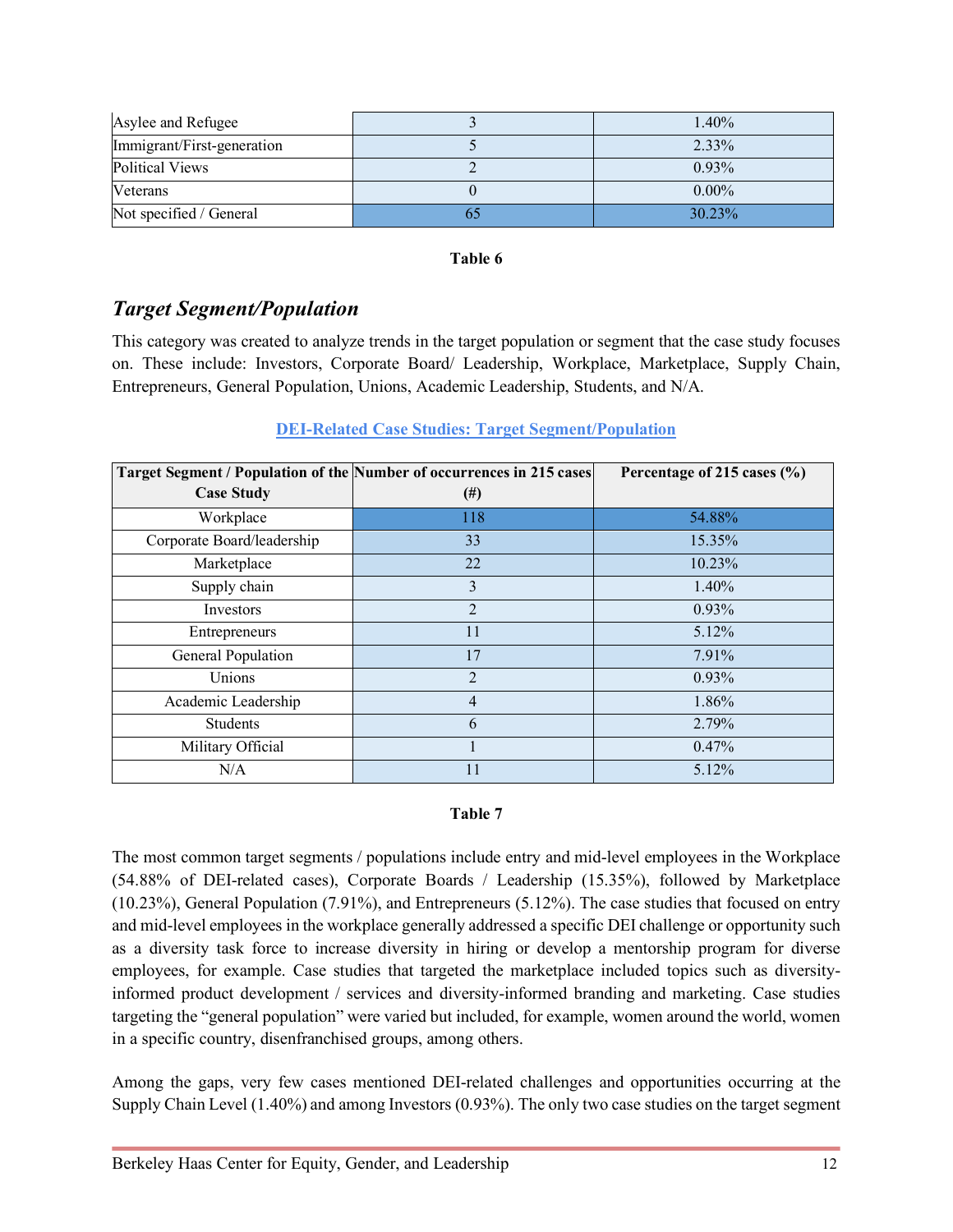| Asylee and Refugee | 3 | 1.40% |
|---|---|---|
| Immigrant/First-generation | 5 | 2.33% |
| Political Views | 2 | 0.93% |
| Veterans | 0 | 0.00% |
| Not specified / General | 65 | 30.23% |

**Table 6**

## *Target Segment/Population*

This category was created to analyze trends in the target population or segment that the case study focuses on. These include: Investors, Corporate Board/ Leadership, Workplace, Marketplace, Supply Chain, Entrepreneurs, General Population, Unions, Academic Leadership, Students, and N/A.

**DEI-Related Case Studies: Target Segment/Population**

| Target Segment / Population of the Case Study | Number of occurrences in 215 cases (#) | Percentage of 215 cases (%) |
|---|---|---|
| Workplace | 118 | 54.88% |
| Corporate Board/leadership | 33 | 15.35% |
| Marketplace | 22 | 10.23% |
| Supply chain | 3 | 1.40% |
| Investors | 2 | 0.93% |
| Entrepreneurs | 11 | 5.12% |
| General Population | 17 | 7.91% |
| Unions | 2 | 0.93% |
| Academic Leadership | 4 | 1.86% |
| Students | 6 | 2.79% |
| Military Official | 1 | 0.47% |
| N/A | 11 | 5.12% |

**Table 7**

The most common target segments / populations include entry and mid-level employees in the Workplace (54.88% of DEI-related cases), Corporate Boards / Leadership (15.35%), followed by Marketplace (10.23%), General Population (7.91%), and Entrepreneurs (5.12%). The case studies that focused on entry and mid-level employees in the workplace generally addressed a specific DEI challenge or opportunity such as a diversity task force to increase diversity in hiring or develop a mentorship program for diverse employees, for example. Case studies that targeted the marketplace included topics such as diversity-informed product development / services and diversity-informed branding and marketing. Case studies targeting the "general population" were varied but included, for example, women around the world, women in a specific country, disenfranchised groups, among others.

Among the gaps, very few cases mentioned DEI-related challenges and opportunities occurring at the Supply Chain Level (1.40%) and among Investors (0.93%). The only two case studies on the target segment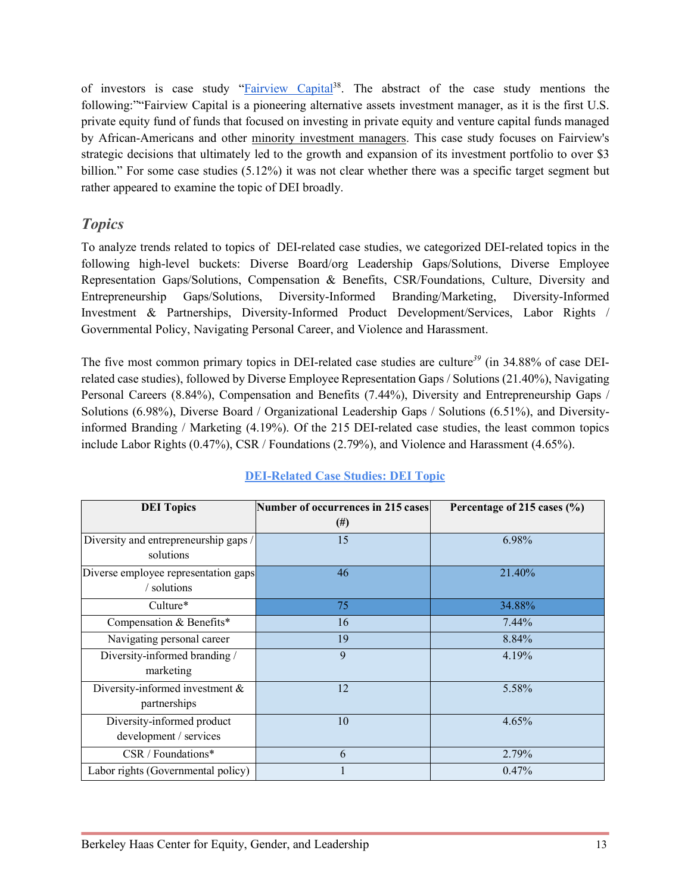of investors is case study "Fairview Capital[38]. The abstract of the case study mentions the following:""Fairview Capital is a pioneering alternative assets investment manager, as it is the first U.S. private equity fund of funds that focused on investing in private equity and venture capital funds managed by African-Americans and other minority investment managers. This case study focuses on Fairview's strategic decisions that ultimately led to the growth and expansion of its investment portfolio to over $3 billion." For some case studies (5.12%) it was not clear whether there was a specific target segment but rather appeared to examine the topic of DEI broadly.

### *Topics*

To analyze trends related to topics of DEI-related case studies, we categorized DEI-related topics in the following high-level buckets: Diverse Board/org Leadership Gaps/Solutions, Diverse Employee Representation Gaps/Solutions, Compensation & Benefits, CSR/Foundations, Culture, Diversity and Entrepreneurship Gaps/Solutions, Diversity-Informed Branding/Marketing, Diversity-Informed Investment & Partnerships, Diversity-Informed Product Development/Services, Labor Rights / Governmental Policy, Navigating Personal Career, and Violence and Harassment.

The five most common primary topics in DEI-related case studies are culture[39] (in 34.88% of case DEI-related case studies), followed by Diverse Employee Representation Gaps / Solutions (21.40%), Navigating Personal Careers (8.84%), Compensation and Benefits (7.44%), Diversity and Entrepreneurship Gaps / Solutions (6.98%), Diverse Board / Organizational Leadership Gaps / Solutions (6.51%), and Diversity-informed Branding / Marketing (4.19%). Of the 215 DEI-related case studies, the least common topics include Labor Rights (0.47%), CSR / Foundations (2.79%), and Violence and Harassment (4.65%).

**DEI-Related Case Studies: DEI Topic**

| DEI Topics | Number of occurrences in 215 cases (#) | Percentage of 215 cases (%) |
|---|---|---|
| Diversity and entrepreneurship gaps / solutions | 15 | 6.98% |
| Diverse employee representation gaps / solutions | 46 | 21.40% |
| Culture* | 75 | 34.88% |
| Compensation & Benefits* | 16 | 7.44% |
| Navigating personal career | 19 | 8.84% |
| Diversity-informed branding / marketing | 9 | 4.19% |
| Diversity-informed investment & partnerships | 12 | 5.58% |
| Diversity-informed product development / services | 10 | 4.65% |
| CSR / Foundations* | 6 | 2.79% |
| Labor rights (Governmental policy) | 1 | 0.47% |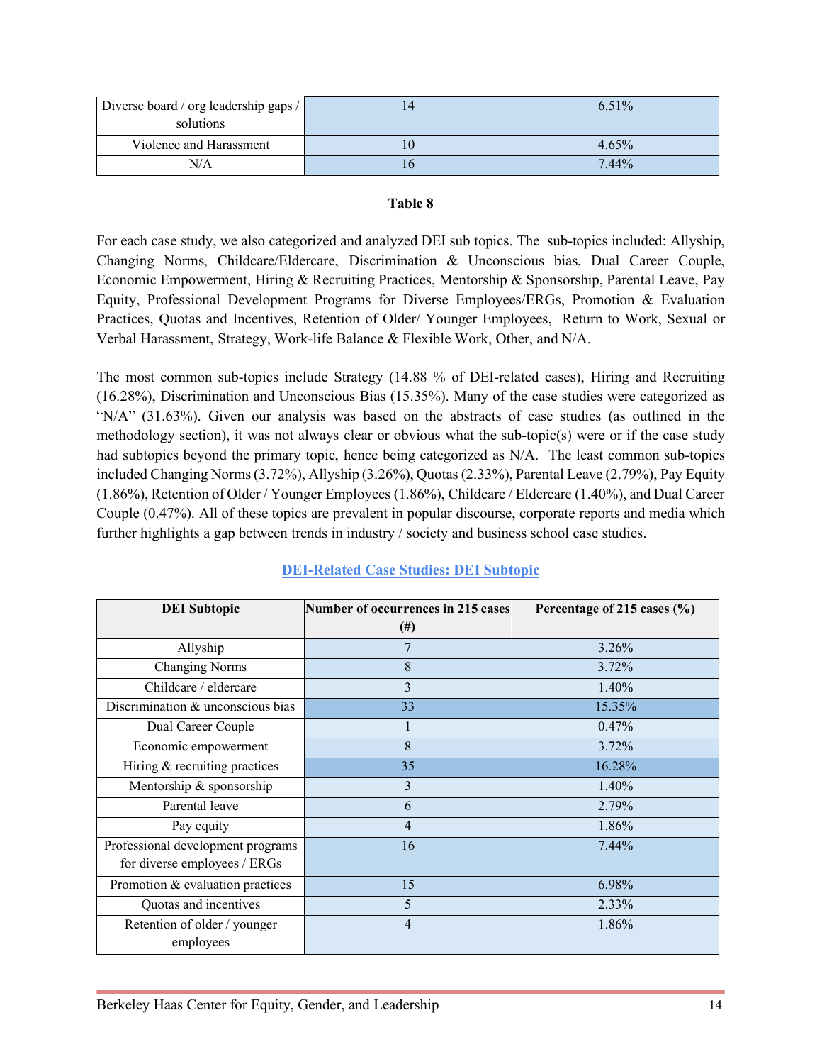| Diverse board / org leadership gaps / solutions | 14 | 6.51% |
|---|---|---|
| Violence and Harassment | 10 | 4.65% |
| N/A | 16 | 7.44% |

**Table 8**

For each case study, we also categorized and analyzed DEI sub topics. The sub-topics included: Allyship, Changing Norms, Childcare/Eldercare, Discrimination & Unconscious bias, Dual Career Couple, Economic Empowerment, Hiring & Recruiting Practices, Mentorship & Sponsorship, Parental Leave, Pay Equity, Professional Development Programs for Diverse Employees/ERGs, Promotion & Evaluation Practices, Quotas and Incentives, Retention of Older/ Younger Employees, Return to Work, Sexual or Verbal Harassment, Strategy, Work-life Balance & Flexible Work, Other, and N/A.

The most common sub-topics include Strategy (14.88 % of DEI-related cases), Hiring and Recruiting (16.28%), Discrimination and Unconscious Bias (15.35%). Many of the case studies were categorized as "N/A" (31.63%). Given our analysis was based on the abstracts of case studies (as outlined in the methodology section), it was not always clear or obvious what the sub-topic(s) were or if the case study had subtopics beyond the primary topic, hence being categorized as N/A. The least common sub-topics included Changing Norms (3.72%), Allyship (3.26%), Quotas (2.33%), Parental Leave (2.79%), Pay Equity (1.86%), Retention of Older / Younger Employees (1.86%), Childcare / Eldercare (1.40%), and Dual Career Couple (0.47%). All of these topics are prevalent in popular discourse, corporate reports and media which further highlights a gap between trends in industry / society and business school case studies.

**DEI-Related Case Studies: DEI Subtopic**

| DEI Subtopic | Number of occurrences in 215 cases (#) | Percentage of 215 cases (%) |
|---|---|---|
| Allyship | 7 | 3.26% |
| Changing Norms | 8 | 3.72% |
| Childcare / eldercare | 3 | 1.40% |
| Discrimination & unconscious bias | 33 | 15.35% |
| Dual Career Couple | 1 | 0.47% |
| Economic empowerment | 8 | 3.72% |
| Hiring & recruiting practices | 35 | 16.28% |
| Mentorship & sponsorship | 3 | 1.40% |
| Parental leave | 6 | 2.79% |
| Pay equity | 4 | 1.86% |
| Professional development programs for diverse employees / ERGs | 16 | 7.44% |
| Promotion & evaluation practices | 15 | 6.98% |
| Quotas and incentives | 5 | 2.33% |
| Retention of older / younger employees | 4 | 1.86% |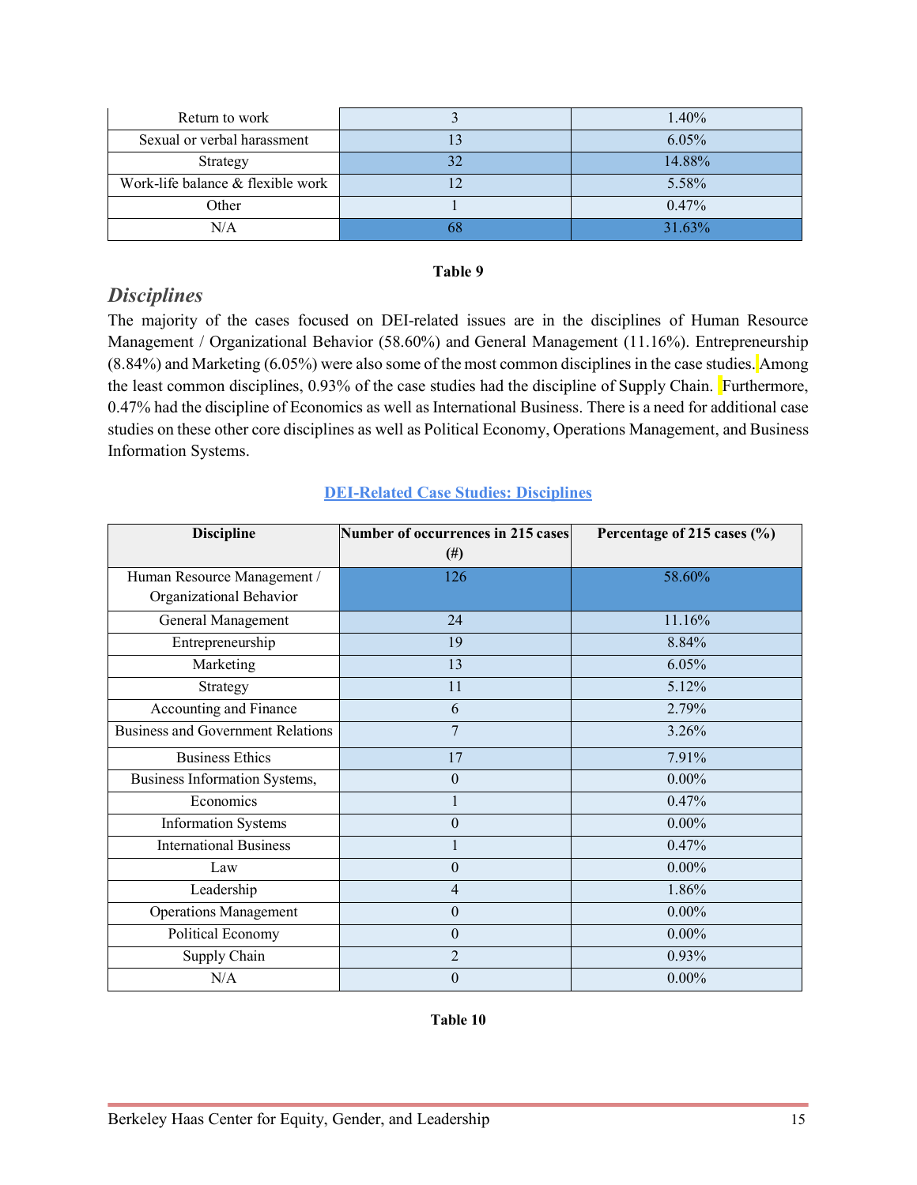| Return to work | 3 | 1.40% |
|---|---|---|
| Sexual or verbal harassment | 13 | 6.05% |
| Strategy | 32 | 14.88% |
| Work-life balance & flexible work | 12 | 5.58% |
| Other | 1 | 0.47% |
| N/A | 68 | 31.63% |

**Table 9**

### *Disciplines*

The majority of the cases focused on DEI-related issues are in the disciplines of Human Resource Management / Organizational Behavior (58.60%) and General Management (11.16%). Entrepreneurship (8.84%) and Marketing (6.05%) were also some of the most common disciplines in the case studies. Among the least common disciplines, 0.93% of the case studies had the discipline of Supply Chain. Furthermore, 0.47% had the discipline of Economics as well as International Business. There is a need for additional case studies on these other core disciplines as well as Political Economy, Operations Management, and Business Information Systems.

**DEI-Related Case Studies: Disciplines**

| Discipline | Number of occurrences in 215 cases (#) | Percentage of 215 cases (%) |
|---|---|---|
| Human Resource Management / Organizational Behavior | 126 | 58.60% |
| General Management | 24 | 11.16% |
| Entrepreneurship | 19 | 8.84% |
| Marketing | 13 | 6.05% |
| Strategy | 11 | 5.12% |
| Accounting and Finance | 6 | 2.79% |
| Business and Government Relations | 7 | 3.26% |
| Business Ethics | 17 | 7.91% |
| Business Information Systems, | 0 | 0.00% |
| Economics | 1 | 0.47% |
| Information Systems | 0 | 0.00% |
| International Business | 1 | 0.47% |
| Law | 0 | 0.00% |
| Leadership | 4 | 1.86% |
| Operations Management | 0 | 0.00% |
| Political Economy | 0 | 0.00% |
| Supply Chain | 2 | 0.93% |
| N/A | 0 | 0.00% |

**Table 10**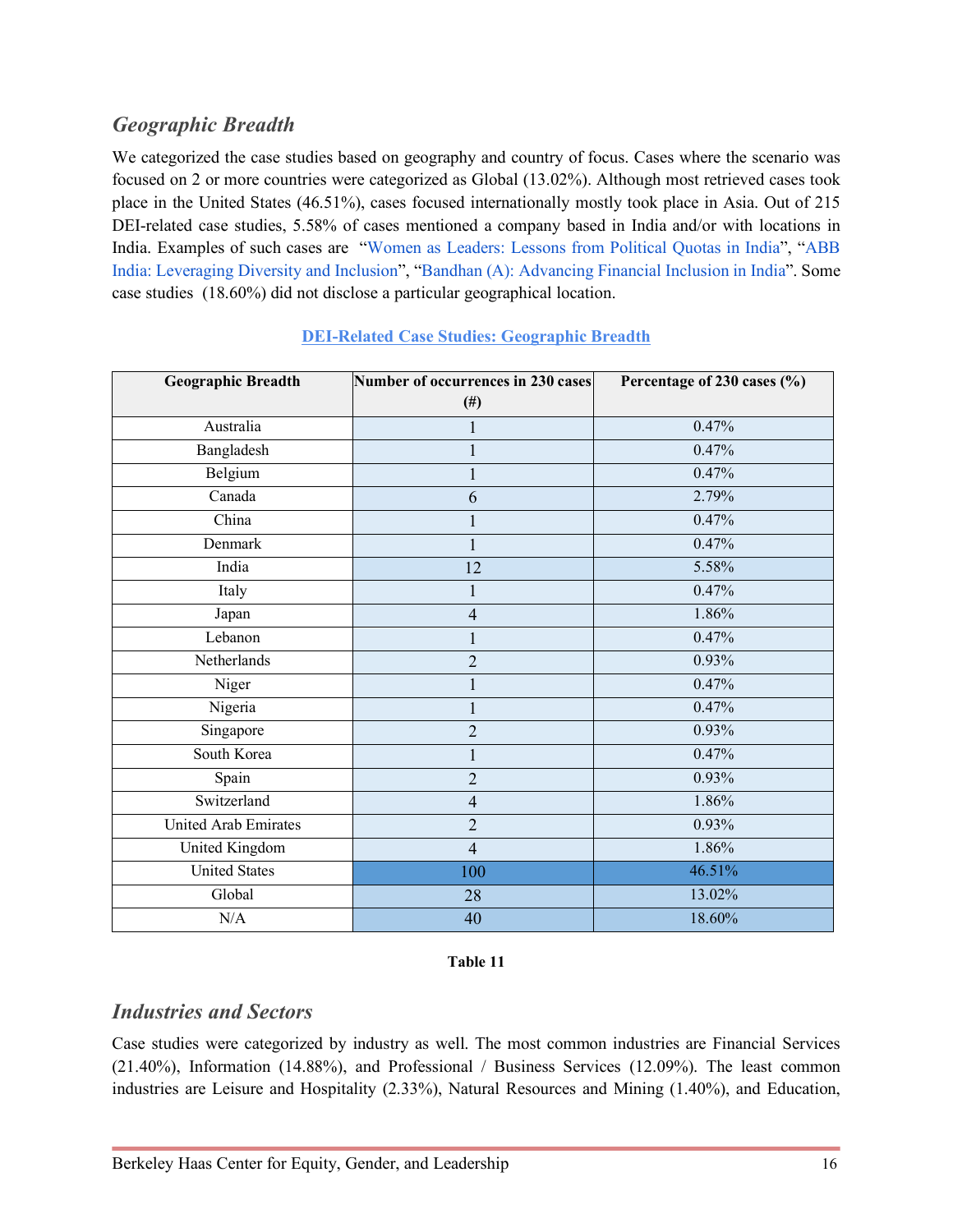## *Geographic Breadth*

We categorized the case studies based on geography and country of focus. Cases where the scenario was focused on 2 or more countries were categorized as Global (13.02%). Although most retrieved cases took place in the United States (46.51%), cases focused internationally mostly took place in Asia. Out of 215 DEI-related case studies, 5.58% of cases mentioned a company based in India and/or with locations in India. Examples of such cases are "Women as Leaders: Lessons from Political Quotas in India", "ABB India: Leveraging Diversity and Inclusion", "Bandhan (A): Advancing Financial Inclusion in India". Some case studies (18.60%) did not disclose a particular geographical location.

**DEI-Related Case Studies: Geographic Breadth**

| Geographic Breadth | Number of occurrences in 230 cases (#) | Percentage of 230 cases (%) |
|---|---|---|
| Australia | 1 | 0.47% |
| Bangladesh | 1 | 0.47% |
| Belgium | 1 | 0.47% |
| Canada | 6 | 2.79% |
| China | 1 | 0.47% |
| Denmark | 1 | 0.47% |
| India | 12 | 5.58% |
| Italy | 1 | 0.47% |
| Japan | 4 | 1.86% |
| Lebanon | 1 | 0.47% |
| Netherlands | 2 | 0.93% |
| Niger | 1 | 0.47% |
| Nigeria | 1 | 0.47% |
| Singapore | 2 | 0.93% |
| South Korea | 1 | 0.47% |
| Spain | 2 | 0.93% |
| Switzerland | 4 | 1.86% |
| United Arab Emirates | 2 | 0.93% |
| United Kingdom | 4 | 1.86% |
| United States | 100 | 46.51% |
| Global | 28 | 13.02% |
| N/A | 40 | 18.60% |

**Table 11**

## *Industries and Sectors*

Case studies were categorized by industry as well. The most common industries are Financial Services (21.40%), Information (14.88%), and Professional / Business Services (12.09%). The least common industries are Leisure and Hospitality (2.33%), Natural Resources and Mining (1.40%), and Education,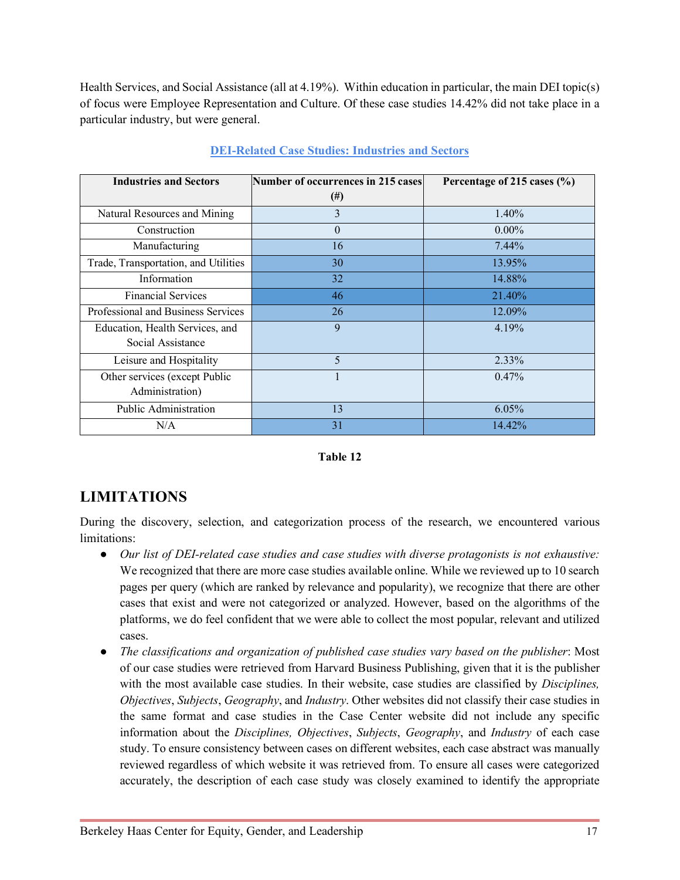Health Services, and Social Assistance (all at 4.19%). Within education in particular, the main DEI topic(s) of focus were Employee Representation and Culture. Of these case studies 14.42% did not take place in a particular industry, but were general.

**DEI-Related Case Studies: Industries and Sectors**

| Industries and Sectors | Number of occurrences in 215 cases (#) | Percentage of 215 cases (%) |
|---|---|---|
| Natural Resources and Mining | 3 | 1.40% |
| Construction | 0 | 0.00% |
| Manufacturing | 16 | 7.44% |
| Trade, Transportation, and Utilities | 30 | 13.95% |
| Information | 32 | 14.88% |
| Financial Services | 46 | 21.40% |
| Professional and Business Services | 26 | 12.09% |
| Education, Health Services, and Social Assistance | 9 | 4.19% |
| Leisure and Hospitality | 5 | 2.33% |
| Other services (except Public Administration) | 1 | 0.47% |
| Public Administration | 13 | 6.05% |
| N/A | 31 | 14.42% |

**Table 12**

## LIMITATIONS

During the discovery, selection, and categorization process of the research, we encountered various limitations:

- *Our list of DEI-related case studies and case studies with diverse protagonists is not exhaustive:* We recognized that there are more case studies available online. While we reviewed up to 10 search pages per query (which are ranked by relevance and popularity), we recognize that there are other cases that exist and were not categorized or analyzed. However, based on the algorithms of the platforms, we do feel confident that we were able to collect the most popular, relevant and utilized cases.
- *The classifications and organization of published case studies vary based on the publisher*: Most of our case studies were retrieved from Harvard Business Publishing, given that it is the publisher with the most available case studies. In their website, case studies are classified by *Disciplines, Objectives*, *Subjects*, *Geography*, and *Industry*. Other websites did not classify their case studies in the same format and case studies in the Case Center website did not include any specific information about the *Disciplines, Objectives*, *Subjects*, *Geography*, and *Industry* of each case study. To ensure consistency between cases on different websites, each case abstract was manually reviewed regardless of which website it was retrieved from. To ensure all cases were categorized accurately, the description of each case study was closely examined to identify the appropriate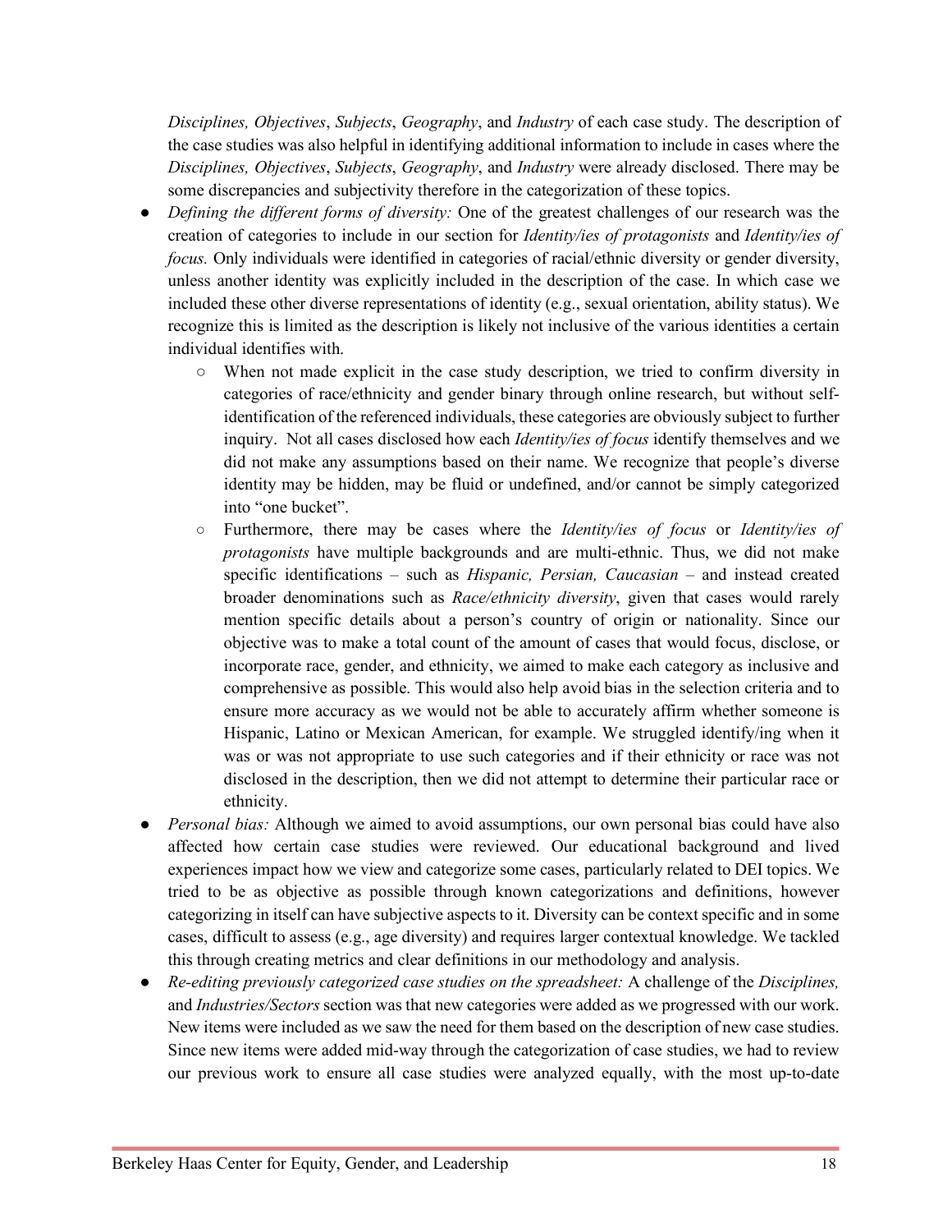*Disciplines, Objectives*, *Subjects*, *Geography*, and *Industry* of each case study. The description of the case studies was also helpful in identifying additional information to include in cases where the *Disciplines, Objectives*, *Subjects*, *Geography*, and *Industry* were already disclosed. There may be some discrepancies and subjectivity therefore in the categorization of these topics.

- *Defining the different forms of diversity:* One of the greatest challenges of our research was the creation of categories to include in our section for *Identity/ies of protagonists* and *Identity/ies of focus.* Only individuals were identified in categories of racial/ethnic diversity or gender diversity, unless another identity was explicitly included in the description of the case. In which case we included these other diverse representations of identity (e.g., sexual orientation, ability status). We recognize this is limited as the description is likely not inclusive of the various identities a certain individual identifies with.
    - When not made explicit in the case study description, we tried to confirm diversity in categories of race/ethnicity and gender binary through online research, but without self-identification of the referenced individuals, these categories are obviously subject to further inquiry. Not all cases disclosed how each *Identity/ies of focus* identify themselves and we did not make any assumptions based on their name. We recognize that people's diverse identity may be hidden, may be fluid or undefined, and/or cannot be simply categorized into "one bucket".
    - Furthermore, there may be cases where the *Identity/ies of focus* or *Identity/ies of protagonists* have multiple backgrounds and are multi-ethnic. Thus, we did not make specific identifications – such as *Hispanic, Persian, Caucasian* – and instead created broader denominations such as *Race/ethnicity diversity*, given that cases would rarely mention specific details about a person's country of origin or nationality. Since our objective was to make a total count of the amount of cases that would focus, disclose, or incorporate race, gender, and ethnicity, we aimed to make each category as inclusive and comprehensive as possible. This would also help avoid bias in the selection criteria and to ensure more accuracy as we would not be able to accurately affirm whether someone is Hispanic, Latino or Mexican American, for example. We struggled identify/ing when it was or was not appropriate to use such categories and if their ethnicity or race was not disclosed in the description, then we did not attempt to determine their particular race or ethnicity.
- *Personal bias:* Although we aimed to avoid assumptions, our own personal bias could have also affected how certain case studies were reviewed. Our educational background and lived experiences impact how we view and categorize some cases, particularly related to DEI topics. We tried to be as objective as possible through known categorizations and definitions, however categorizing in itself can have subjective aspects to it. Diversity can be context specific and in some cases, difficult to assess (e.g., age diversity) and requires larger contextual knowledge. We tackled this through creating metrics and clear definitions in our methodology and analysis.
- *Re-editing previously categorized case studies on the spreadsheet:* A challenge of the *Disciplines,* and *Industries/Sectors* section was that new categories were added as we progressed with our work. New items were included as we saw the need for them based on the description of new case studies. Since new items were added mid-way through the categorization of case studies, we had to review our previous work to ensure all case studies were analyzed equally, with the most up-to-date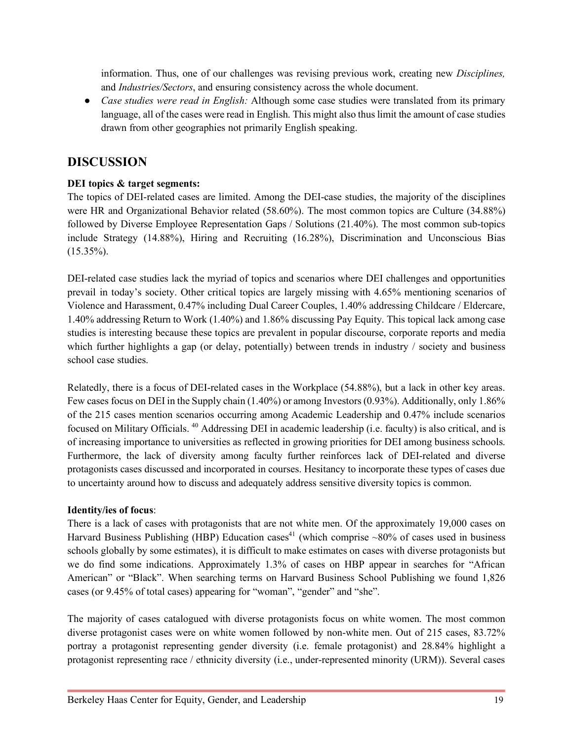information. Thus, one of our challenges was revising previous work, creating new *Disciplines,* and *Industries/Sectors*, and ensuring consistency across the whole document.

- *Case studies were read in English:* Although some case studies were translated from its primary language, all of the cases were read in English. This might also thus limit the amount of case studies drawn from other geographies not primarily English speaking.

## DISCUSSION

**DEI topics & target segments:**
The topics of DEI-related cases are limited. Among the DEI-case studies, the majority of the disciplines were HR and Organizational Behavior related (58.60%). The most common topics are Culture (34.88%) followed by Diverse Employee Representation Gaps / Solutions (21.40%). The most common sub-topics include Strategy (14.88%), Hiring and Recruiting (16.28%), Discrimination and Unconscious Bias (15.35%).

DEI-related case studies lack the myriad of topics and scenarios where DEI challenges and opportunities prevail in today's society. Other critical topics are largely missing with 4.65% mentioning scenarios of Violence and Harassment, 0.47% including Dual Career Couples, 1.40% addressing Childcare / Eldercare, 1.40% addressing Return to Work (1.40%) and 1.86% discussing Pay Equity. This topical lack among case studies is interesting because these topics are prevalent in popular discourse, corporate reports and media which further highlights a gap (or delay, potentially) between trends in industry / society and business school case studies.

Relatedly, there is a focus of DEI-related cases in the Workplace (54.88%), but a lack in other key areas. Few cases focus on DEI in the Supply chain (1.40%) or among Investors (0.93%). Additionally, only 1.86% of the 215 cases mention scenarios occurring among Academic Leadership and 0.47% include scenarios focused on Military Officials. [40] Addressing DEI in academic leadership (i.e. faculty) is also critical, and is of increasing importance to universities as reflected in growing priorities for DEI among business schools. Furthermore, the lack of diversity among faculty further reinforces lack of DEI-related and diverse protagonists cases discussed and incorporated in courses. Hesitancy to incorporate these types of cases due to uncertainty around how to discuss and adequately address sensitive diversity topics is common.

**Identity/ies of focus**:
There is a lack of cases with protagonists that are not white men. Of the approximately 19,000 cases on Harvard Business Publishing (HBP) Education cases[41] (which comprise ~80% of cases used in business schools globally by some estimates), it is difficult to make estimates on cases with diverse protagonists but we do find some indications. Approximately 1.3% of cases on HBP appear in searches for "African American" or "Black". When searching terms on Harvard Business School Publishing we found 1,826 cases (or 9.45% of total cases) appearing for "woman", "gender" and "she".

The majority of cases catalogued with diverse protagonists focus on white women. The most common diverse protagonist cases were on white women followed by non-white men. Out of 215 cases, 83.72% portray a protagonist representing gender diversity (i.e. female protagonist) and 28.84% highlight a protagonist representing race / ethnicity diversity (i.e., under-represented minority (URM)). Several cases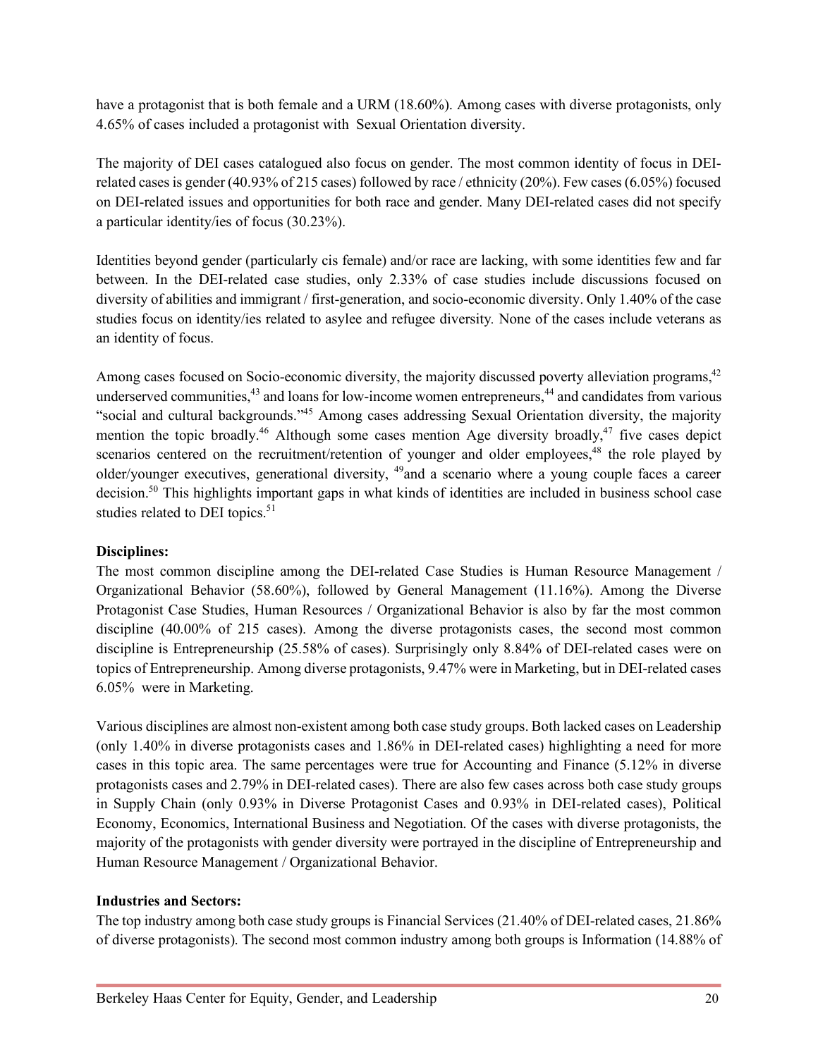have a protagonist that is both female and a URM (18.60%). Among cases with diverse protagonists, only 4.65% of cases included a protagonist with Sexual Orientation diversity.

The majority of DEI cases catalogued also focus on gender. The most common identity of focus in DEI-related cases is gender (40.93% of 215 cases) followed by race / ethnicity (20%). Few cases (6.05%) focused on DEI-related issues and opportunities for both race and gender. Many DEI-related cases did not specify a particular identity/ies of focus (30.23%).

Identities beyond gender (particularly cis female) and/or race are lacking, with some identities few and far between. In the DEI-related case studies, only 2.33% of case studies include discussions focused on diversity of abilities and immigrant / first-generation, and socio-economic diversity. Only 1.40% of the case studies focus on identity/ies related to asylee and refugee diversity. None of the cases include veterans as an identity of focus.

Among cases focused on Socio-economic diversity, the majority discussed poverty alleviation programs,[42] underserved communities,[43] and loans for low-income women entrepreneurs,[44] and candidates from various "social and cultural backgrounds."[45] Among cases addressing Sexual Orientation diversity, the majority mention the topic broadly.[46] Although some cases mention Age diversity broadly,[47] five cases depict scenarios centered on the recruitment/retention of younger and older employees,[48] the role played by older/younger executives, generational diversity, [49]and a scenario where a young couple faces a career decision.[50] This highlights important gaps in what kinds of identities are included in business school case studies related to DEI topics.[51]

**Disciplines:**
The most common discipline among the DEI-related Case Studies is Human Resource Management / Organizational Behavior (58.60%), followed by General Management (11.16%). Among the Diverse Protagonist Case Studies, Human Resources / Organizational Behavior is also by far the most common discipline (40.00% of 215 cases). Among the diverse protagonists cases, the second most common discipline is Entrepreneurship (25.58% of cases). Surprisingly only 8.84% of DEI-related cases were on topics of Entrepreneurship. Among diverse protagonists, 9.47% were in Marketing, but in DEI-related cases 6.05% were in Marketing.

Various disciplines are almost non-existent among both case study groups. Both lacked cases on Leadership (only 1.40% in diverse protagonists cases and 1.86% in DEI-related cases) highlighting a need for more cases in this topic area. The same percentages were true for Accounting and Finance (5.12% in diverse protagonists cases and 2.79% in DEI-related cases). There are also few cases across both case study groups in Supply Chain (only 0.93% in Diverse Protagonist Cases and 0.93% in DEI-related cases), Political Economy, Economics, International Business and Negotiation. Of the cases with diverse protagonists, the majority of the protagonists with gender diversity were portrayed in the discipline of Entrepreneurship and Human Resource Management / Organizational Behavior.

**Industries and Sectors:**
The top industry among both case study groups is Financial Services (21.40% of DEI-related cases, 21.86% of diverse protagonists). The second most common industry among both groups is Information (14.88% of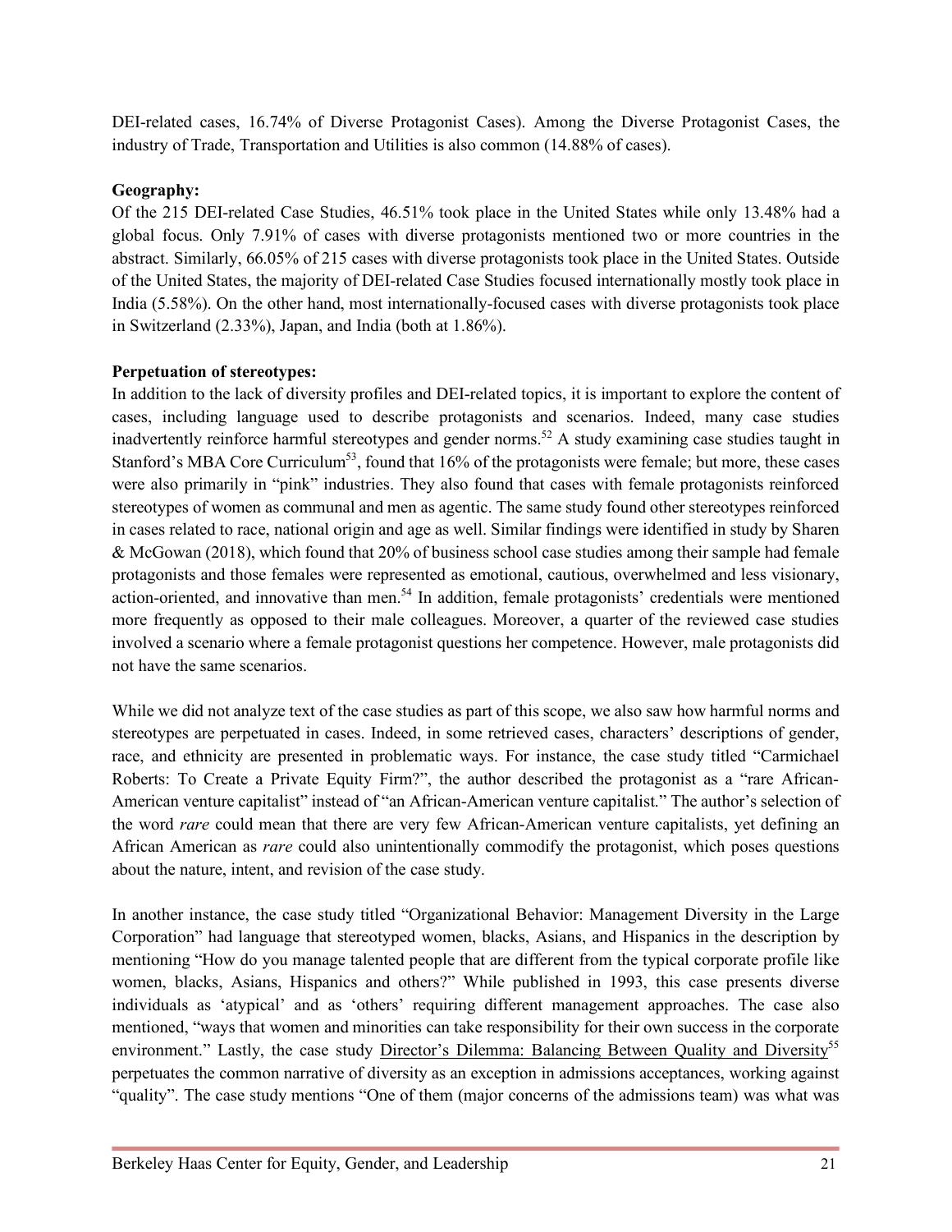DEI-related cases, 16.74% of Diverse Protagonist Cases). Among the Diverse Protagonist Cases, the industry of Trade, Transportation and Utilities is also common (14.88% of cases).

**Geography:**

Of the 215 DEI-related Case Studies, 46.51% took place in the United States while only 13.48% had a global focus. Only 7.91% of cases with diverse protagonists mentioned two or more countries in the abstract. Similarly, 66.05% of 215 cases with diverse protagonists took place in the United States. Outside of the United States, the majority of DEI-related Case Studies focused internationally mostly took place in India (5.58%). On the other hand, most internationally-focused cases with diverse protagonists took place in Switzerland (2.33%), Japan, and India (both at 1.86%).

**Perpetuation of stereotypes:**

In addition to the lack of diversity profiles and DEI-related topics, it is important to explore the content of cases, including language used to describe protagonists and scenarios. Indeed, many case studies inadvertently reinforce harmful stereotypes and gender norms.[52] A study examining case studies taught in Stanford's MBA Core Curriculum[53], found that 16% of the protagonists were female; but more, these cases were also primarily in "pink" industries. They also found that cases with female protagonists reinforced stereotypes of women as communal and men as agentic. The same study found other stereotypes reinforced in cases related to race, national origin and age as well. Similar findings were identified in study by Sharen & McGowan (2018), which found that 20% of business school case studies among their sample had female protagonists and those females were represented as emotional, cautious, overwhelmed and less visionary, action-oriented, and innovative than men.[54] In addition, female protagonists' credentials were mentioned more frequently as opposed to their male colleagues. Moreover, a quarter of the reviewed case studies involved a scenario where a female protagonist questions her competence. However, male protagonists did not have the same scenarios.

While we did not analyze text of the case studies as part of this scope, we also saw how harmful norms and stereotypes are perpetuated in cases. Indeed, in some retrieved cases, characters' descriptions of gender, race, and ethnicity are presented in problematic ways. For instance, the case study titled "Carmichael Roberts: To Create a Private Equity Firm?", the author described the protagonist as a "rare African-American venture capitalist" instead of "an African-American venture capitalist." The author's selection of the word *rare* could mean that there are very few African-American venture capitalists, yet defining an African American as *rare* could also unintentionally commodify the protagonist, which poses questions about the nature, intent, and revision of the case study.

In another instance, the case study titled "Organizational Behavior: Management Diversity in the Large Corporation" had language that stereotyped women, blacks, Asians, and Hispanics in the description by mentioning "How do you manage talented people that are different from the typical corporate profile like women, blacks, Asians, Hispanics and others?" While published in 1993, this case presents diverse individuals as 'atypical' and as 'others' requiring different management approaches. The case also mentioned, "ways that women and minorities can take responsibility for their own success in the corporate environment." Lastly, the case study Director's Dilemma: Balancing Between Quality and Diversity[55] perpetuates the common narrative of diversity as an exception in admissions acceptances, working against "quality". The case study mentions "One of them (major concerns of the admissions team) was what was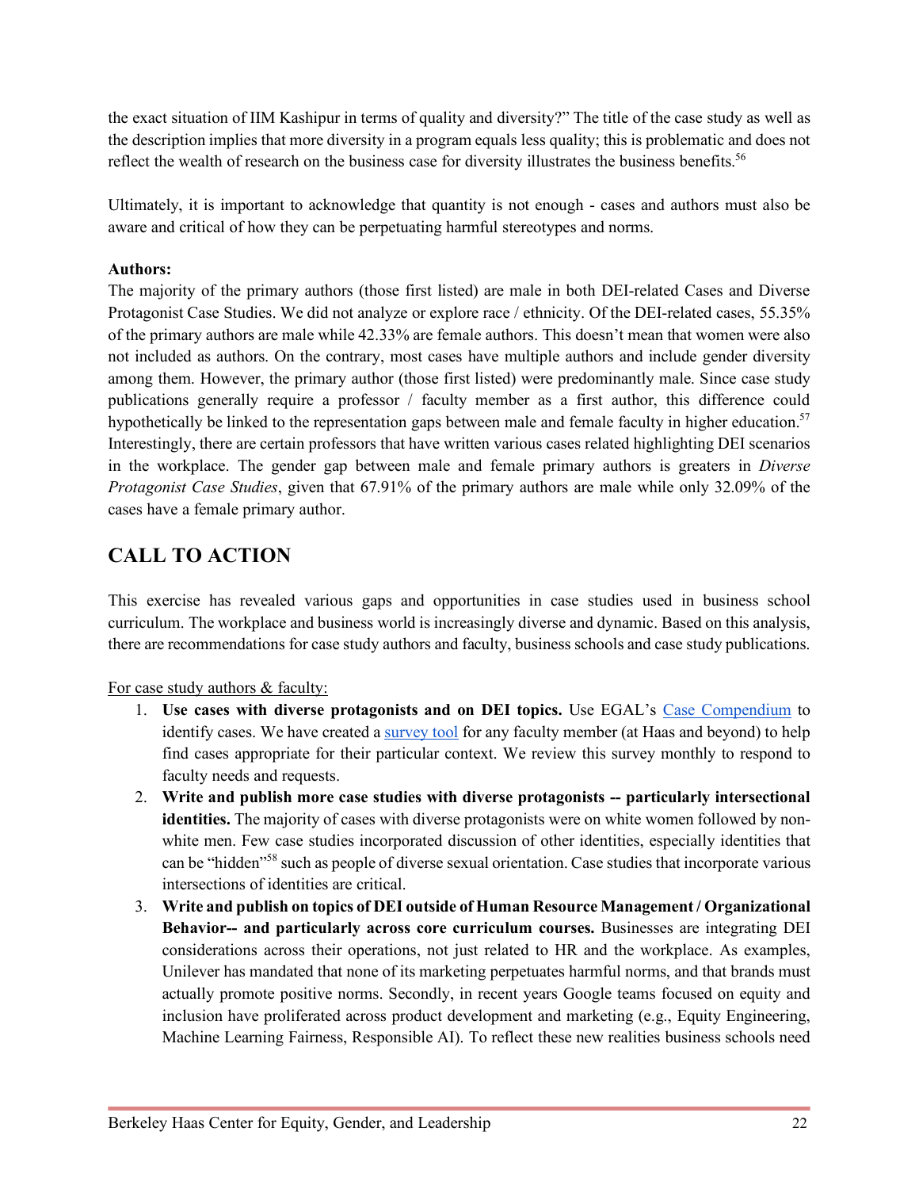the exact situation of IIM Kashipur in terms of quality and diversity?" The title of the case study as well as the description implies that more diversity in a program equals less quality; this is problematic and does not reflect the wealth of research on the business case for diversity illustrates the business benefits.[56]

Ultimately, it is important to acknowledge that quantity is not enough - cases and authors must also be aware and critical of how they can be perpetuating harmful stereotypes and norms.

**Authors:**

The majority of the primary authors (those first listed) are male in both DEI-related Cases and Diverse Protagonist Case Studies. We did not analyze or explore race / ethnicity. Of the DEI-related cases, 55.35% of the primary authors are male while 42.33% are female authors. This doesn't mean that women were also not included as authors. On the contrary, most cases have multiple authors and include gender diversity among them. However, the primary author (those first listed) were predominantly male. Since case study publications generally require a professor / faculty member as a first author, this difference could hypothetically be linked to the representation gaps between male and female faculty in higher education.[57] Interestingly, there are certain professors that have written various cases related highlighting DEI scenarios in the workplace. The gender gap between male and female primary authors is greaters in *Diverse Protagonist Case Studies*, given that 67.91% of the primary authors are male while only 32.09% of the cases have a female primary author.

## CALL TO ACTION

This exercise has revealed various gaps and opportunities in case studies used in business school curriculum. The workplace and business world is increasingly diverse and dynamic. Based on this analysis, there are recommendations for case study authors and faculty, business schools and case study publications.

For case study authors & faculty:

1. **Use cases with diverse protagonists and on DEI topics.** Use EGAL's Case Compendium to identify cases. We have created a survey tool for any faculty member (at Haas and beyond) to help find cases appropriate for their particular context. We review this survey monthly to respond to faculty needs and requests.
2. **Write and publish more case studies with diverse protagonists -- particularly intersectional identities.** The majority of cases with diverse protagonists were on white women followed by non-white men. Few case studies incorporated discussion of other identities, especially identities that can be "hidden"[58] such as people of diverse sexual orientation. Case studies that incorporate various intersections of identities are critical.
3. **Write and publish on topics of DEI outside of Human Resource Management / Organizational Behavior-- and particularly across core curriculum courses.** Businesses are integrating DEI considerations across their operations, not just related to HR and the workplace. As examples, Unilever has mandated that none of its marketing perpetuates harmful norms, and that brands must actually promote positive norms. Secondly, in recent years Google teams focused on equity and inclusion have proliferated across product development and marketing (e.g., Equity Engineering, Machine Learning Fairness, Responsible AI). To reflect these new realities business schools need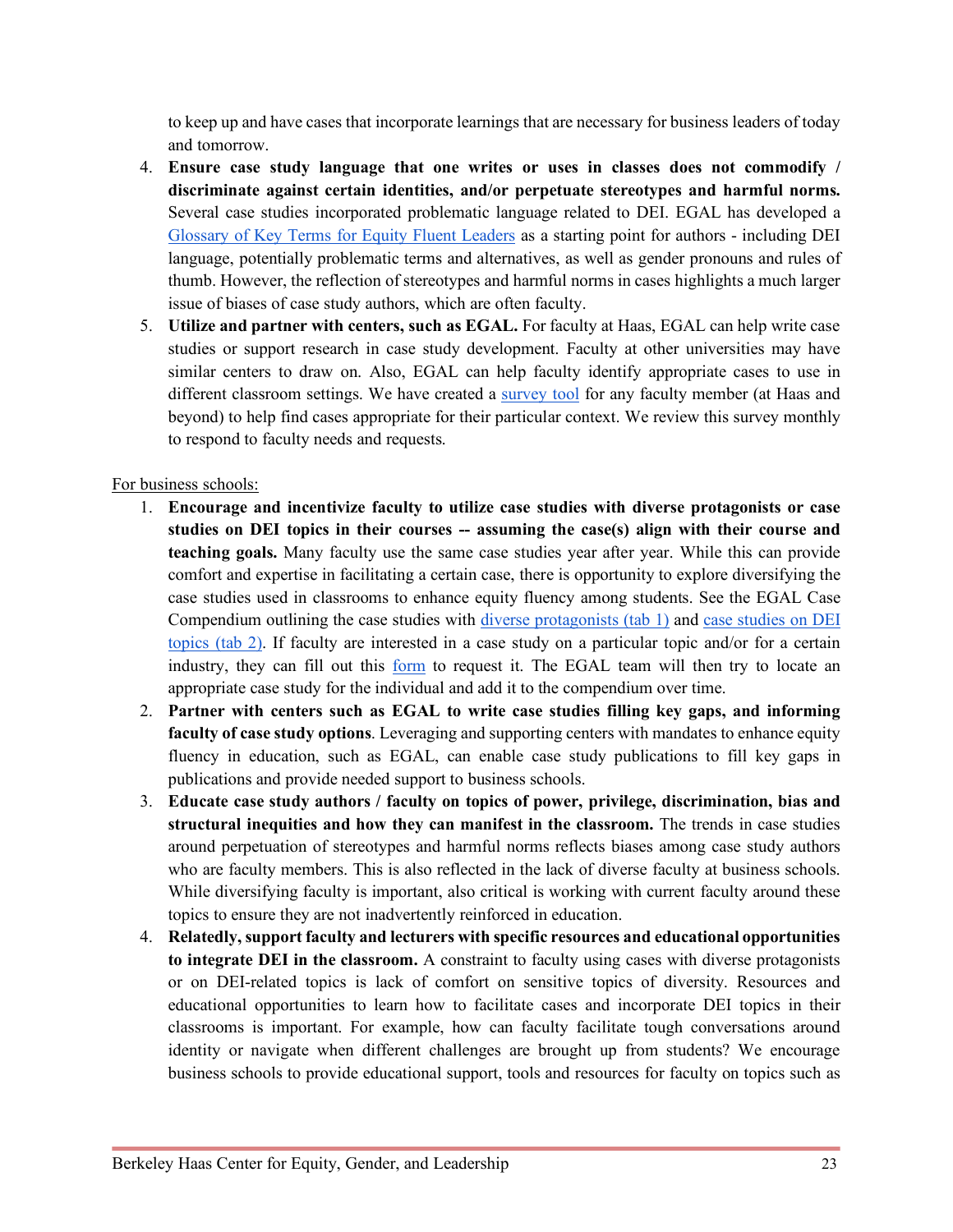to keep up and have cases that incorporate learnings that are necessary for business leaders of today and tomorrow.

4. **Ensure case study language that one writes or uses in classes does not commodify / discriminate against certain identities, and/or perpetuate stereotypes and harmful norms.** Several case studies incorporated problematic language related to DEI. EGAL has developed a Glossary of Key Terms for Equity Fluent Leaders as a starting point for authors - including DEI language, potentially problematic terms and alternatives, as well as gender pronouns and rules of thumb. However, the reflection of stereotypes and harmful norms in cases highlights a much larger issue of biases of case study authors, which are often faculty.
5. **Utilize and partner with centers, such as EGAL.** For faculty at Haas, EGAL can help write case studies or support research in case study development. Faculty at other universities may have similar centers to draw on. Also, EGAL can help faculty identify appropriate cases to use in different classroom settings. We have created a survey tool for any faculty member (at Haas and beyond) to help find cases appropriate for their particular context. We review this survey monthly to respond to faculty needs and requests.

For business schools:

1. **Encourage and incentivize faculty to utilize case studies with diverse protagonists or case studies on DEI topics in their courses -- assuming the case(s) align with their course and teaching goals.** Many faculty use the same case studies year after year. While this can provide comfort and expertise in facilitating a certain case, there is opportunity to explore diversifying the case studies used in classrooms to enhance equity fluency among students. See the EGAL Case Compendium outlining the case studies with diverse protagonists (tab 1) and case studies on DEI topics (tab 2). If faculty are interested in a case study on a particular topic and/or for a certain industry, they can fill out this form to request it. The EGAL team will then try to locate an appropriate case study for the individual and add it to the compendium over time.
2. **Partner with centers such as EGAL to write case studies filling key gaps, and informing faculty of case study options**. Leveraging and supporting centers with mandates to enhance equity fluency in education, such as EGAL, can enable case study publications to fill key gaps in publications and provide needed support to business schools.
3. **Educate case study authors / faculty on topics of power, privilege, discrimination, bias and structural inequities and how they can manifest in the classroom.** The trends in case studies around perpetuation of stereotypes and harmful norms reflects biases among case study authors who are faculty members. This is also reflected in the lack of diverse faculty at business schools. While diversifying faculty is important, also critical is working with current faculty around these topics to ensure they are not inadvertently reinforced in education.
4. **Relatedly, support faculty and lecturers with specific resources and educational opportunities to integrate DEI in the classroom.** A constraint to faculty using cases with diverse protagonists or on DEI-related topics is lack of comfort on sensitive topics of diversity. Resources and educational opportunities to learn how to facilitate cases and incorporate DEI topics in their classrooms is important. For example, how can faculty facilitate tough conversations around identity or navigate when different challenges are brought up from students? We encourage business schools to provide educational support, tools and resources for faculty on topics such as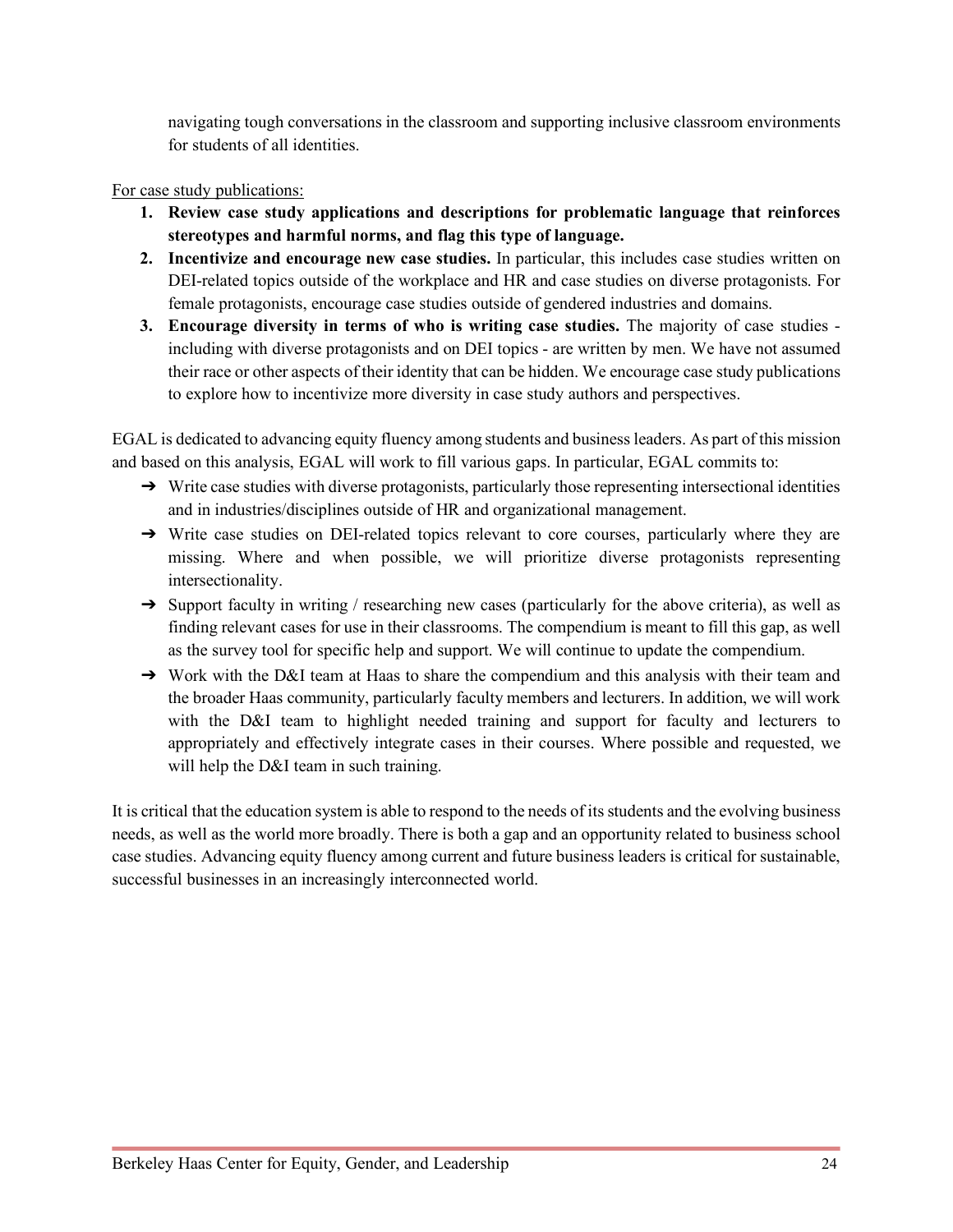navigating tough conversations in the classroom and supporting inclusive classroom environments for students of all identities.

<u>For case study publications:</u>

1. **Review case study applications and descriptions for problematic language that reinforces stereotypes and harmful norms, and flag this type of language.**
2. **Incentivize and encourage new case studies.** In particular, this includes case studies written on DEI-related topics outside of the workplace and HR and case studies on diverse protagonists. For female protagonists, encourage case studies outside of gendered industries and domains.
3. **Encourage diversity in terms of who is writing case studies.** The majority of case studies - including with diverse protagonists and on DEI topics - are written by men. We have not assumed their race or other aspects of their identity that can be hidden. We encourage case study publications to explore how to incentivize more diversity in case study authors and perspectives.

EGAL is dedicated to advancing equity fluency among students and business leaders. As part of this mission and based on this analysis, EGAL will work to fill various gaps. In particular, EGAL commits to:

- Write case studies with diverse protagonists, particularly those representing intersectional identities and in industries/disciplines outside of HR and organizational management.
- Write case studies on DEI-related topics relevant to core courses, particularly where they are missing. Where and when possible, we will prioritize diverse protagonists representing intersectionality.
- Support faculty in writing / researching new cases (particularly for the above criteria), as well as finding relevant cases for use in their classrooms. The compendium is meant to fill this gap, as well as the survey tool for specific help and support. We will continue to update the compendium.
- Work with the D&I team at Haas to share the compendium and this analysis with their team and the broader Haas community, particularly faculty members and lecturers. In addition, we will work with the D&I team to highlight needed training and support for faculty and lecturers to appropriately and effectively integrate cases in their courses. Where possible and requested, we will help the D&I team in such training.

It is critical that the education system is able to respond to the needs of its students and the evolving business needs, as well as the world more broadly. There is both a gap and an opportunity related to business school case studies. Advancing equity fluency among current and future business leaders is critical for sustainable, successful businesses in an increasingly interconnected world.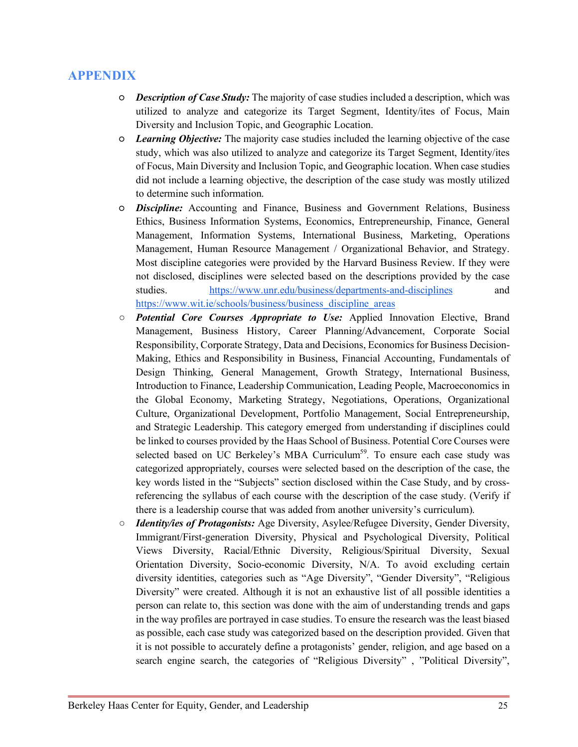## APPENDIX

- ***Description of Case Study:*** The majority of case studies included a description, which was utilized to analyze and categorize its Target Segment, Identity/ites of Focus, Main Diversity and Inclusion Topic, and Geographic Location.
- ***Learning Objective:*** The majority case studies included the learning objective of the case study, which was also utilized to analyze and categorize its Target Segment, Identity/ites of Focus, Main Diversity and Inclusion Topic, and Geographic location. When case studies did not include a learning objective, the description of the case study was mostly utilized to determine such information.
- ***Discipline:*** Accounting and Finance, Business and Government Relations, Business Ethics, Business Information Systems, Economics, Entrepreneurship, Finance, General Management, Information Systems, International Business, Marketing, Operations Management, Human Resource Management / Organizational Behavior, and Strategy. Most discipline categories were provided by the Harvard Business Review. If they were not disclosed, disciplines were selected based on the descriptions provided by the case studies. https://www.unr.edu/business/departments-and-disciplines and https://www.wit.ie/schools/business/business_discipline_areas
- ***Potential Core Courses Appropriate to Use:*** Applied Innovation Elective, Brand Management, Business History, Career Planning/Advancement, Corporate Social Responsibility, Corporate Strategy, Data and Decisions, Economics for Business Decision-Making, Ethics and Responsibility in Business, Financial Accounting, Fundamentals of Design Thinking, General Management, Growth Strategy, International Business, Introduction to Finance, Leadership Communication, Leading People, Macroeconomics in the Global Economy, Marketing Strategy, Negotiations, Operations, Organizational Culture, Organizational Development, Portfolio Management, Social Entrepreneurship, and Strategic Leadership. This category emerged from understanding if disciplines could be linked to courses provided by the Haas School of Business. Potential Core Courses were selected based on UC Berkeley's MBA Curriculum[59]. To ensure each case study was categorized appropriately, courses were selected based on the description of the case, the key words listed in the "Subjects" section disclosed within the Case Study, and by cross-referencing the syllabus of each course with the description of the case study. (Verify if there is a leadership course that was added from another university's curriculum).
- ***Identity/ies of Protagonists:*** Age Diversity, Asylee/Refugee Diversity, Gender Diversity, Immigrant/First-generation Diversity, Physical and Psychological Diversity, Political Views Diversity, Racial/Ethnic Diversity, Religious/Spiritual Diversity, Sexual Orientation Diversity, Socio-economic Diversity, N/A. To avoid excluding certain diversity identities, categories such as "Age Diversity", "Gender Diversity", "Religious Diversity" were created. Although it is not an exhaustive list of all possible identities a person can relate to, this section was done with the aim of understanding trends and gaps in the way profiles are portrayed in case studies. To ensure the research was the least biased as possible, each case study was categorized based on the description provided. Given that it is not possible to accurately define a protagonists' gender, religion, and age based on a search engine search, the categories of "Religious Diversity" , "Political Diversity",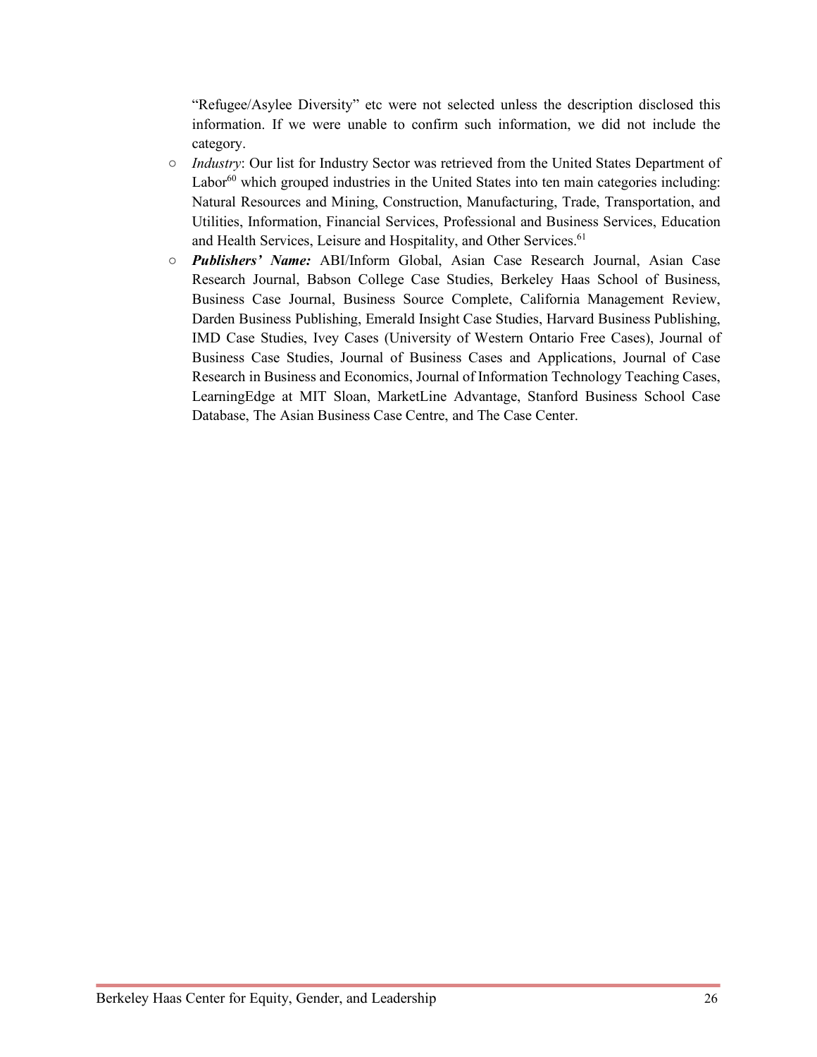"Refugee/Asylee Diversity" etc were not selected unless the description disclosed this information. If we were unable to confirm such information, we did not include the category.

- *Industry*: Our list for Industry Sector was retrieved from the United States Department of Labor[60] which grouped industries in the United States into ten main categories including: Natural Resources and Mining, Construction, Manufacturing, Trade, Transportation, and Utilities, Information, Financial Services, Professional and Business Services, Education and Health Services, Leisure and Hospitality, and Other Services.[61]
- ***Publishers' Name:*** ABI/Inform Global, Asian Case Research Journal, Asian Case Research Journal, Babson College Case Studies, Berkeley Haas School of Business, Business Case Journal, Business Source Complete, California Management Review, Darden Business Publishing, Emerald Insight Case Studies, Harvard Business Publishing, IMD Case Studies, Ivey Cases (University of Western Ontario Free Cases), Journal of Business Case Studies, Journal of Business Cases and Applications, Journal of Case Research in Business and Economics, Journal of Information Technology Teaching Cases, LearningEdge at MIT Sloan, MarketLine Advantage, Stanford Business School Case Database, The Asian Business Case Centre, and The Case Center.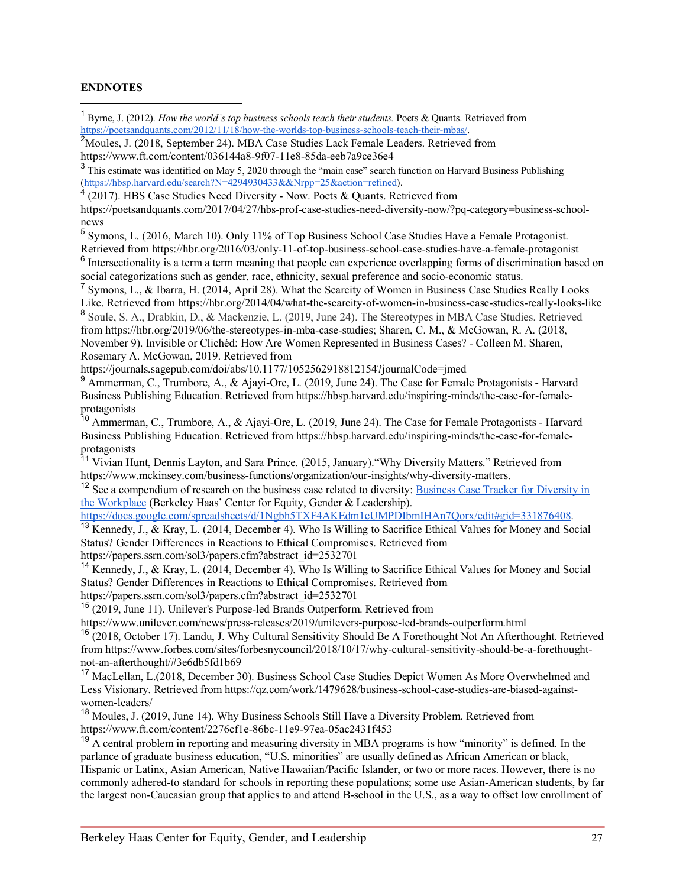**ENDNOTES**

[1] Byrne, J. (2012). *How the world's top business schools teach their students.* Poets & Quants. Retrieved from https://poetsandquants.com/2012/11/18/how-the-worlds-top-business-schools-teach-their-mbas/.

[2] Moules, J. (2018, September 24). MBA Case Studies Lack Female Leaders. Retrieved from https://www.ft.com/content/036144a8-9f07-11e8-85da-eeb7a9ce36e4

[3] This estimate was identified on May 5, 2020 through the "main case" search function on Harvard Business Publishing (https://hbsp.harvard.edu/search?N=4294930433&&Nrpp=25&action=refined).

[4] (2017). HBS Case Studies Need Diversity - Now. Poets & Quants. Retrieved from https://poetsandquants.com/2017/04/27/hbs-prof-case-studies-need-diversity-now/?pq-category=business-school-news

[5] Symons, L. (2016, March 10). Only 11% of Top Business School Case Studies Have a Female Protagonist. Retrieved from https://hbr.org/2016/03/only-11-of-top-business-school-case-studies-have-a-female-protagonist

[6] Intersectionality is a term a term meaning that people can experience overlapping forms of discrimination based on social categorizations such as gender, race, ethnicity, sexual preference and socio-economic status.

[7] Symons, L., & Ibarra, H. (2014, April 28). What the Scarcity of Women in Business Case Studies Really Looks Like. Retrieved from https://hbr.org/2014/04/what-the-scarcity-of-women-in-business-case-studies-really-looks-like

[8] Soule, S. A., Drabkin, D., & Mackenzie, L. (2019, June 24). The Stereotypes in MBA Case Studies. Retrieved from https://hbr.org/2019/06/the-stereotypes-in-mba-case-studies; Sharen, C. M., & McGowan, R. A. (2018, November 9). Invisible or Clichéd: How Are Women Represented in Business Cases? - Colleen M. Sharen, Rosemary A. McGowan, 2019. Retrieved from https://journals.sagepub.com/doi/abs/10.1177/1052562918812154?journalCode=jmed

[9] Ammerman, C., Trumbore, A., & Ajayi-Ore, L. (2019, June 24). The Case for Female Protagonists - Harvard Business Publishing Education. Retrieved from https://hbsp.harvard.edu/inspiring-minds/the-case-for-female-protagonists

[10] Ammerman, C., Trumbore, A., & Ajayi-Ore, L. (2019, June 24). The Case for Female Protagonists - Harvard Business Publishing Education. Retrieved from https://hbsp.harvard.edu/inspiring-minds/the-case-for-female-protagonists

[11] Vivian Hunt, Dennis Layton, and Sara Prince. (2015, January)."Why Diversity Matters." Retrieved from https://www.mckinsey.com/business-functions/organization/our-insights/why-diversity-matters.

[12] See a compendium of research on the business case related to diversity: Business Case Tracker for Diversity in the Workplace (Berkeley Haas' Center for Equity, Gender & Leadership). https://docs.google.com/spreadsheets/d/1Ngbh5TXF4AKEdm1eUMPDIbmIHAn7Qorx/edit#gid=331876408.

[13] Kennedy, J., & Kray, L. (2014, December 4). Who Is Willing to Sacrifice Ethical Values for Money and Social Status? Gender Differences in Reactions to Ethical Compromises. Retrieved from https://papers.ssrn.com/sol3/papers.cfm?abstract_id=2532701

[14] Kennedy, J., & Kray, L. (2014, December 4). Who Is Willing to Sacrifice Ethical Values for Money and Social Status? Gender Differences in Reactions to Ethical Compromises. Retrieved from https://papers.ssrn.com/sol3/papers.cfm?abstract_id=2532701

[15] (2019, June 11). Unilever's Purpose-led Brands Outperform. Retrieved from https://www.unilever.com/news/press-releases/2019/unilevers-purpose-led-brands-outperform.html

[16] (2018, October 17). Landu, J. Why Cultural Sensitivity Should Be A Forethought Not An Afterthought. Retrieved from https://www.forbes.com/sites/forbesnycouncil/2018/10/17/why-cultural-sensitivity-should-be-a-forethought-not-an-afterthought/#3e6db5fd1b69

[17] MacLellan, L.(2018, December 30). Business School Case Studies Depict Women As More Overwhelmed and Less Visionary. Retrieved from https://qz.com/work/1479628/business-school-case-studies-are-biased-against-women-leaders/

[18] Moules, J. (2019, June 14). Why Business Schools Still Have a Diversity Problem. Retrieved from https://www.ft.com/content/2276cf1e-86bc-11e9-97ea-05ac2431f453

[19] A central problem in reporting and measuring diversity in MBA programs is how "minority" is defined. In the parlance of graduate business education, "U.S. minorities" are usually defined as African American or black, Hispanic or Latinx, Asian American, Native Hawaiian/Pacific Islander, or two or more races. However, there is no commonly adhered-to standard for schools in reporting these populations; some use Asian-American students, by far the largest non-Caucasian group that applies to and attend B-school in the U.S., as a way to offset low enrollment of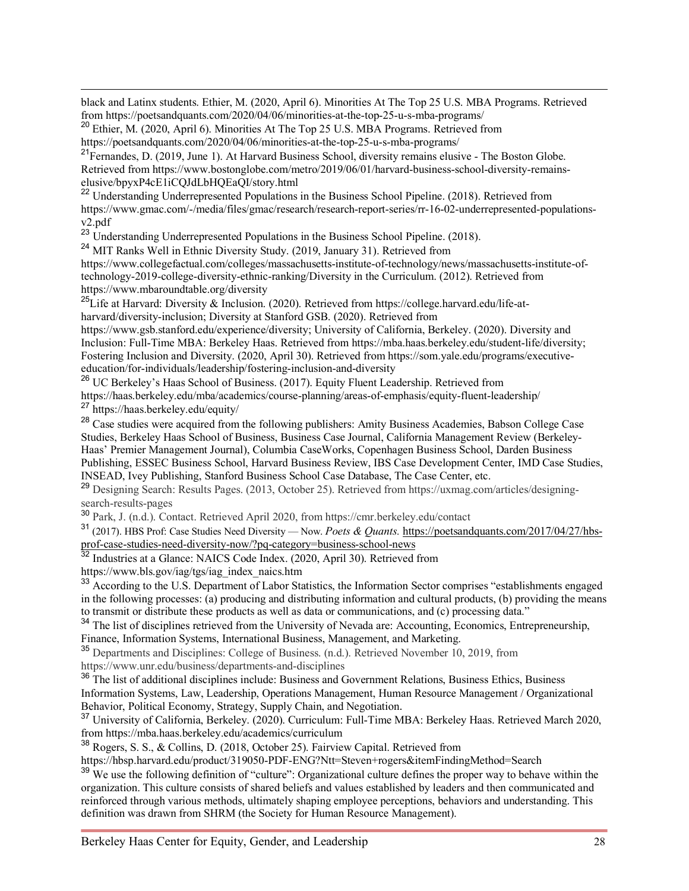black and Latinx students. Ethier, M. (2020, April 6). Minorities At The Top 25 U.S. MBA Programs. Retrieved from https://poetsandquants.com/2020/04/06/minorities-at-the-top-25-u-s-mba-programs/

[20] Ethier, M. (2020, April 6). Minorities At The Top 25 U.S. MBA Programs. Retrieved from https://poetsandquants.com/2020/04/06/minorities-at-the-top-25-u-s-mba-programs/

[21] Fernandes, D. (2019, June 1). At Harvard Business School, diversity remains elusive - The Boston Globe. Retrieved from https://www.bostonglobe.com/metro/2019/06/01/harvard-business-school-diversity-remains-elusive/bpyxP4cE1iCQJdLbHQEaQI/story.html

[22] Understanding Underrepresented Populations in the Business School Pipeline. (2018). Retrieved from https://www.gmac.com/-/media/files/gmac/research/research-report-series/rr-16-02-underrepresented-populations-v2.pdf

[23] Understanding Underrepresented Populations in the Business School Pipeline. (2018).

[24] MIT Ranks Well in Ethnic Diversity Study. (2019, January 31). Retrieved from https://www.collegefactual.com/colleges/massachusetts-institute-of-technology/news/massachusetts-institute-of-technology-2019-college-diversity-ethnic-ranking/Diversity in the Curriculum. (2012). Retrieved from https://www.mbaroundtable.org/diversity

[25] Life at Harvard: Diversity & Inclusion. (2020). Retrieved from https://college.harvard.edu/life-at-harvard/diversity-inclusion; Diversity at Stanford GSB. (2020). Retrieved from https://www.gsb.stanford.edu/experience/diversity; University of California, Berkeley. (2020). Diversity and Inclusion: Full-Time MBA: Berkeley Haas. Retrieved from https://mba.haas.berkeley.edu/student-life/diversity; Fostering Inclusion and Diversity. (2020, April 30). Retrieved from https://som.yale.edu/programs/executive-education/for-individuals/leadership/fostering-inclusion-and-diversity

[26] UC Berkeley's Haas School of Business. (2017). Equity Fluent Leadership. Retrieved from https://haas.berkeley.edu/mba/academics/course-planning/areas-of-emphasis/equity-fluent-leadership/

[27] https://haas.berkeley.edu/equity/

[28] Case studies were acquired from the following publishers: Amity Business Academies, Babson College Case Studies, Berkeley Haas School of Business, Business Case Journal, California Management Review (Berkeley-Haas' Premier Management Journal), Columbia CaseWorks, Copenhagen Business School, Darden Business Publishing, ESSEC Business School, Harvard Business Review, IBS Case Development Center, IMD Case Studies, INSEAD, Ivey Publishing, Stanford Business School Case Database, The Case Center, etc.

[29] Designing Search: Results Pages. (2013, October 25). Retrieved from https://uxmag.com/articles/designing-search-results-pages

[30] Park, J. (n.d.). Contact. Retrieved April 2020, from https://cmr.berkeley.edu/contact

[31] (2017). HBS Prof: Case Studies Need Diversity — Now. *Poets & Quants.* https://poetsandquants.com/2017/04/27/hbs-prof-case-studies-need-diversity-now/?pq-category=business-school-news

[32] Industries at a Glance: NAICS Code Index. (2020, April 30). Retrieved from https://www.bls.gov/iag/tgs/iag_index_naics.htm

[33] According to the U.S. Department of Labor Statistics, the Information Sector comprises "establishments engaged in the following processes: (a) producing and distributing information and cultural products, (b) providing the means to transmit or distribute these products as well as data or communications, and (c) processing data."

[34] The list of disciplines retrieved from the University of Nevada are: Accounting, Economics, Entrepreneurship, Finance, Information Systems, International Business, Management, and Marketing.

[35] Departments and Disciplines: College of Business. (n.d.). Retrieved November 10, 2019, from https://www.unr.edu/business/departments-and-disciplines

[36] The list of additional disciplines include: Business and Government Relations, Business Ethics, Business Information Systems, Law, Leadership, Operations Management, Human Resource Management / Organizational Behavior, Political Economy, Strategy, Supply Chain, and Negotiation.

[37] University of California, Berkeley. (2020). Curriculum: Full-Time MBA: Berkeley Haas. Retrieved March 2020, from https://mba.haas.berkeley.edu/academics/curriculum

[38] Rogers, S. S., & Collins, D. (2018, October 25). Fairview Capital. Retrieved from https://hbsp.harvard.edu/product/319050-PDF-ENG?Ntt=Steven+rogers&itemFindingMethod=Search

[39] We use the following definition of "culture": Organizational culture defines the proper way to behave within the organization. This culture consists of shared beliefs and values established by leaders and then communicated and reinforced through various methods, ultimately shaping employee perceptions, behaviors and understanding. This definition was drawn from SHRM (the Society for Human Resource Management).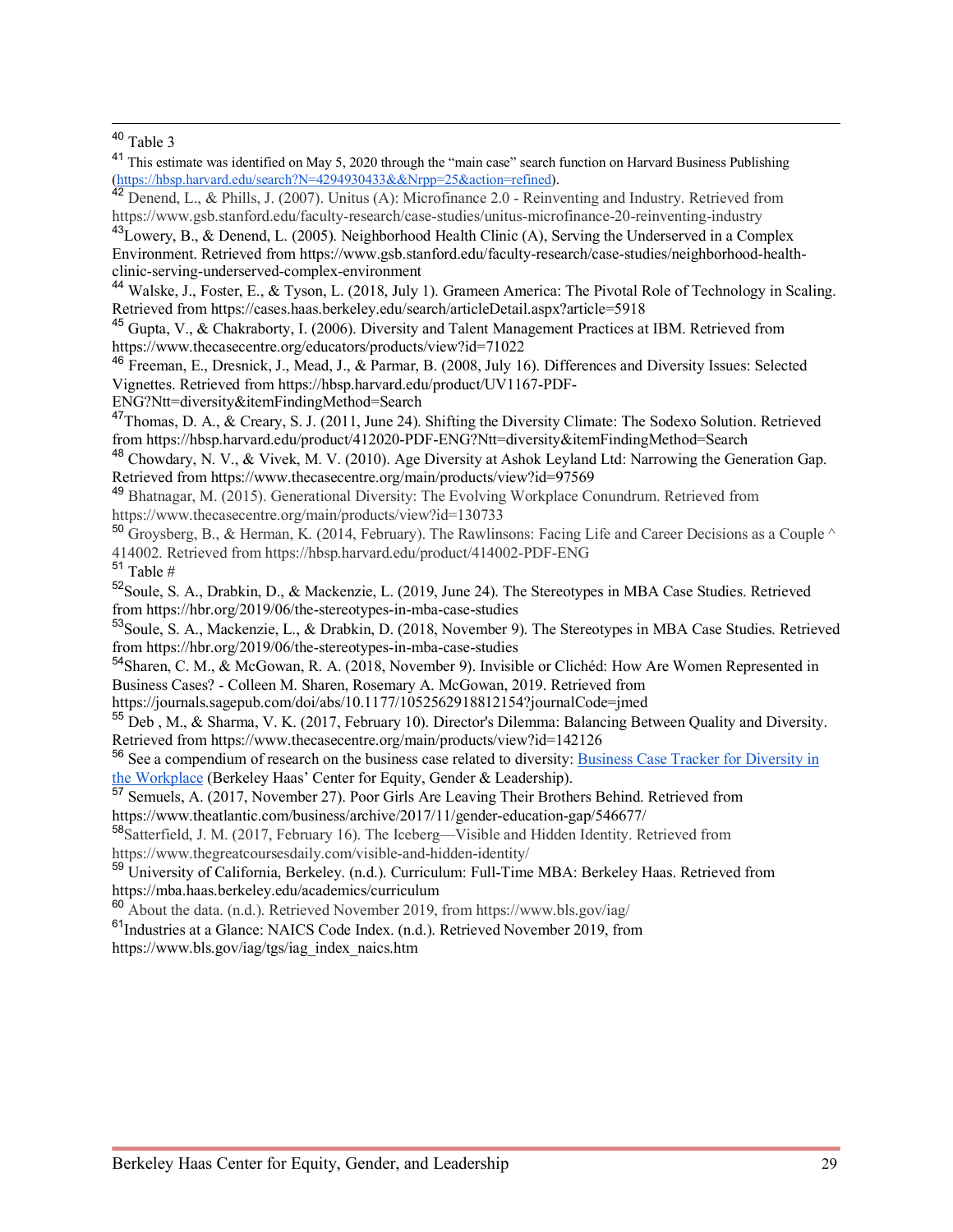[40] Table 3

[41] This estimate was identified on May 5, 2020 through the "main case" search function on Harvard Business Publishing (https://hbsp.harvard.edu/search?N=4294930433&&Nrpp=25&action=refined).

[42] Denend, L., & Phills, J. (2007). Unitus (A): Microfinance 2.0 - Reinventing and Industry. Retrieved from https://www.gsb.stanford.edu/faculty-research/case-studies/unitus-microfinance-20-reinventing-industry

[43] Lowery, B., & Denend, L. (2005). Neighborhood Health Clinic (A), Serving the Underserved in a Complex Environment. Retrieved from https://www.gsb.stanford.edu/faculty-research/case-studies/neighborhood-health-clinic-serving-underserved-complex-environment

[44] Walske, J., Foster, E., & Tyson, L. (2018, July 1). Grameen America: The Pivotal Role of Technology in Scaling. Retrieved from https://cases.haas.berkeley.edu/search/articleDetail.aspx?article=5918

[45] Gupta, V., & Chakraborty, I. (2006). Diversity and Talent Management Practices at IBM. Retrieved from https://www.thecasecentre.org/educators/products/view?id=71022

[46] Freeman, E., Dresnick, J., Mead, J., & Parmar, B. (2008, July 16). Differences and Diversity Issues: Selected Vignettes. Retrieved from https://hbsp.harvard.edu/product/UV1167-PDF-ENG?Ntt=diversity&itemFindingMethod=Search

[47] Thomas, D. A., & Creary, S. J. (2011, June 24). Shifting the Diversity Climate: The Sodexo Solution. Retrieved from https://hbsp.harvard.edu/product/412020-PDF-ENG?Ntt=diversity&itemFindingMethod=Search

[48] Chowdary, N. V., & Vivek, M. V. (2010). Age Diversity at Ashok Leyland Ltd: Narrowing the Generation Gap. Retrieved from https://www.thecasecentre.org/main/products/view?id=97569

[49] Bhatnagar, M. (2015). Generational Diversity: The Evolving Workplace Conundrum. Retrieved from https://www.thecasecentre.org/main/products/view?id=130733

[50] Groysberg, B., & Herman, K. (2014, February). The Rawlinsons: Facing Life and Career Decisions as a Couple ^ 414002. Retrieved from https://hbsp.harvard.edu/product/414002-PDF-ENG

[51] Table #

[52] Soule, S. A., Drabkin, D., & Mackenzie, L. (2019, June 24). The Stereotypes in MBA Case Studies. Retrieved from https://hbr.org/2019/06/the-stereotypes-in-mba-case-studies

[53] Soule, S. A., Mackenzie, L., & Drabkin, D. (2018, November 9). The Stereotypes in MBA Case Studies. Retrieved from https://hbr.org/2019/06/the-stereotypes-in-mba-case-studies

[54] Sharen, C. M., & McGowan, R. A. (2018, November 9). Invisible or Clichéd: How Are Women Represented in Business Cases? - Colleen M. Sharen, Rosemary A. McGowan, 2019. Retrieved from https://journals.sagepub.com/doi/abs/10.1177/1052562918812154?journalCode=jmed

[55] Deb , M., & Sharma, V. K. (2017, February 10). Director's Dilemma: Balancing Between Quality and Diversity. Retrieved from https://www.thecasecentre.org/main/products/view?id=142126

[56] See a compendium of research on the business case related to diversity: Business Case Tracker for Diversity in the Workplace (Berkeley Haas' Center for Equity, Gender & Leadership).

[57] Semuels, A. (2017, November 27). Poor Girls Are Leaving Their Brothers Behind. Retrieved from https://www.theatlantic.com/business/archive/2017/11/gender-education-gap/546677/

[58] Satterfield, J. M. (2017, February 16). The Iceberg—Visible and Hidden Identity. Retrieved from https://www.thegreatcoursesdaily.com/visible-and-hidden-identity/

[59] University of California, Berkeley. (n.d.). Curriculum: Full-Time MBA: Berkeley Haas. Retrieved from https://mba.haas.berkeley.edu/academics/curriculum

[60] About the data. (n.d.). Retrieved November 2019, from https://www.bls.gov/iag/

[61] Industries at a Glance: NAICS Code Index. (n.d.). Retrieved November 2019, from https://www.bls.gov/iag/tgs/iag_index_naics.htm